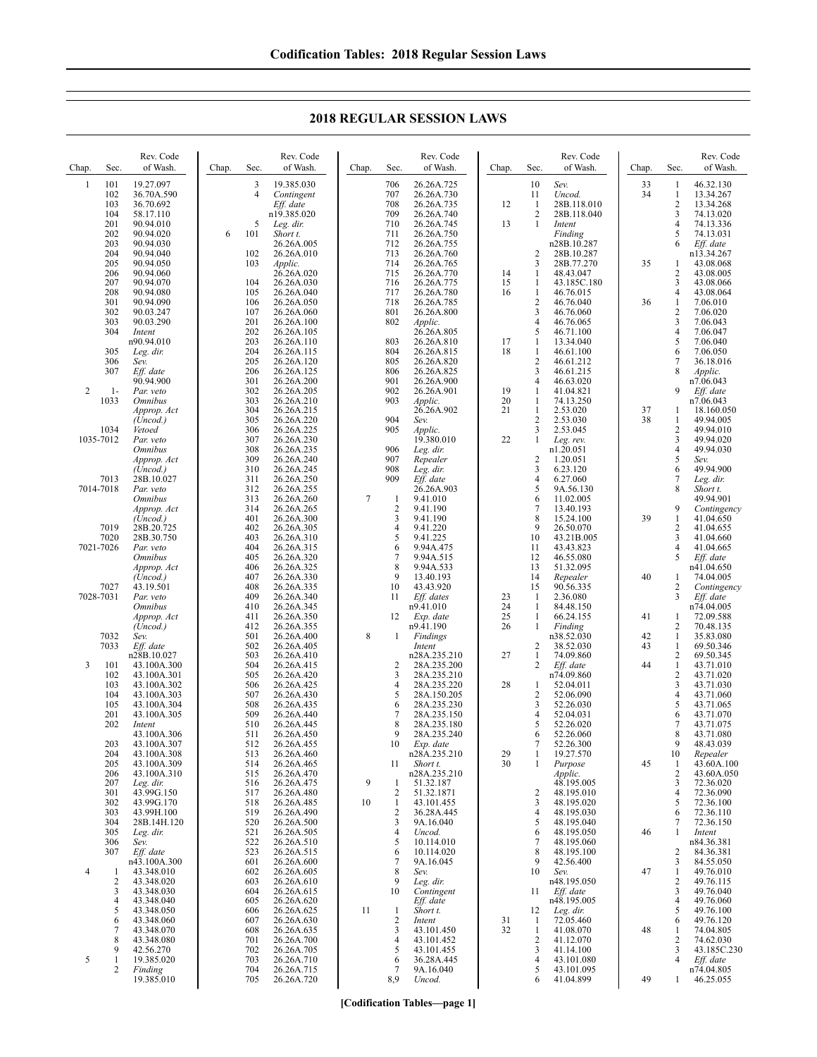## 2018 REGULAR SESSION LAWS

| Chap. | Sec. | Rev. Code of Wash. |
|---|---|---|
| 1 | 101 | 19.27.097 |
| | 102 | 36.70A.590 |
| | 103 | 36.70.692 |
| | 104 | 58.17.110 |
| | 201 | 90.94.010 |
| | 202 | 90.94.020 |
| | 203 | 90.94.030 |
| | 204 | 90.94.040 |
| | 205 | 90.94.050 |
| | 206 | 90.94.060 |
| | 207 | 90.94.070 |
| | 208 | 90.94.080 |
| | 301 | 90.94.090 |
| | 302 | 90.03.247 |
| | 303 | 90.03.290 |
| | 304 | *Intent* n90.94.010 |
| | 305 | *Leg. dir.* |
| | 306 | *Sev.* |
| | 307 | *Eff. date* 90.94.900 |
| 2 | 1-1033 | *Par. veto Omnibus Approp. Act (Uncod.)* |
| | 1034 | *Vetoed* |
| | 1035-7012 | *Par. veto Omnibus Approp. Act (Uncod.)* |
| | 7013 | 28B.10.027 |
| | 7014-7018 | *Par. veto Omnibus Approp. Act (Uncod.)* |
| | 7019 | 28B.20.725 |
| | 7020 | 28B.30.750 |
| | 7021-7026 | *Par. veto Omnibus Approp. Act (Uncod.)* |
| | 7027 | 43.19.501 |
| | 7028-7031 | *Par. veto Omnibus Approp. Act (Uncod.)* |
| | 7032 | *Sev.* |
| | 7033 | *Eff. date* n28B.10.027 |
| 3 | 101 | 43.100A.300 |
| | 102 | 43.100A.301 |
| | 103 | 43.100A.302 |
| | 104 | 43.100A.303 |
| | 105 | 43.100A.304 |
| | 201 | 43.100A.305 |
| | 202 | *Intent* 43.100A.306 |
| | 203 | 43.100A.307 |
| | 204 | 43.100A.308 |
| | 205 | 43.100A.309 |
| | 206 | 43.100A.310 |
| | 207 | *Leg. dir.* |
| | 301 | 43.99G.150 |
| | 302 | 43.99G.170 |
| | 303 | 43.99H.100 |
| | 304 | 28B.14H.120 |
| | 305 | *Leg. dir.* |
| | 306 | *Sev.* |
| | 307 | *Eff. date* n43.100A.300 |
| 4 | 1 | 43.348.010 |
| | 2 | 43.348.020 |
| | 3 | 43.348.030 |
| | 4 | 43.348.040 |
| | 5 | 43.348.050 |
| | 6 | 43.348.060 |
| | 7 | 43.348.070 |
| | 8 | 43.348.080 |
| | 9 | 42.56.270 |
| 5 | 1 | 19.385.020 |
| | 2 | *Finding* 19.385.010 |
| | 3 | 19.385.030 |
| | 4 | *Contingent Eff. date* n19.385.020 |
| | 5 | *Leg. dir.* |
| 6 | 101 | *Short t.* 26.26A.005 |
| | 102 | 26.26A.010 |
| | 103 | *Applic.* 26.26A.020 |
| | 104 | 26.26A.030 |
| | 105 | 26.26A.040 |
| | 106 | 26.26A.050 |
| | 107 | 26.26A.060 |
| | 201 | 26.26A.100 |
| | 202 | 26.26A.105 |
| | 203 | 26.26A.110 |
| | 204 | 26.26A.115 |
| | 205 | 26.26A.120 |
| | 206 | 26.26A.125 |
| | 301 | 26.26A.200 |
| | 302 | 26.26A.205 |
| | 303 | 26.26A.210 |
| | 304 | 26.26A.215 |
| | 305 | 26.26A.220 |
| | 306 | 26.26A.225 |
| | 307 | 26.26A.230 |
| | 308 | 26.26A.235 |
| | 309 | 26.26A.240 |
| | 310 | 26.26A.245 |
| | 311 | 26.26A.250 |
| | 312 | 26.26A.255 |
| | 313 | 26.26A.260 |
| | 314 | 26.26A.265 |
| | 401 | 26.26A.300 |
| | 402 | 26.26A.305 |
| | 403 | 26.26A.310 |
| | 404 | 26.26A.315 |
| | 405 | 26.26A.320 |
| | 406 | 26.26A.325 |
| | 407 | 26.26A.330 |
| | 408 | 26.26A.335 |
| | 409 | 26.26A.340 |
| | 410 | 26.26A.345 |
| | 411 | 26.26A.350 |
| | 412 | 26.26A.355 |
| | 501 | 26.26A.400 |
| | 502 | 26.26A.405 |
| | 503 | 26.26A.410 |
| | 504 | 26.26A.415 |
| | 505 | 26.26A.420 |
| | 506 | 26.26A.425 |
| | 507 | 26.26A.430 |
| | 508 | 26.26A.435 |
| | 509 | 26.26A.440 |
| | 510 | 26.26A.445 |
| | 511 | 26.26A.450 |
| | 512 | 26.26A.455 |
| | 513 | 26.26A.460 |
| | 514 | 26.26A.465 |
| | 515 | 26.26A.470 |
| | 516 | 26.26A.475 |
| | 517 | 26.26A.480 |
| | 518 | 26.26A.485 |
| | 519 | 26.26A.490 |
| | 520 | 26.26A.500 |
| | 521 | 26.26A.505 |
| | 522 | 26.26A.510 |
| | 523 | 26.26A.515 |
| | 601 | 26.26A.600 |
| | 602 | 26.26A.605 |
| | 603 | 26.26A.610 |
| | 604 | 26.26A.615 |
| | 605 | 26.26A.620 |
| | 606 | 26.26A.625 |
| | 607 | 26.26A.630 |
| | 608 | 26.26A.635 |
| | 701 | 26.26A.700 |
| | 702 | 26.26A.705 |
| | 703 | 26.26A.710 |
| | 704 | 26.26A.715 |
| | 705 | 26.26A.720 |
| | 706 | 26.26A.725 |
| | 707 | 26.26A.730 |
| | 708 | 26.26A.735 |
| | 709 | 26.26A.740 |
| | 710 | 26.26A.745 |
| | 711 | 26.26A.750 |
| | 712 | 26.26A.755 |
| | 713 | 26.26A.760 |
| | 714 | 26.26A.765 |
| | 715 | 26.26A.770 |
| | 716 | 26.26A.775 |
| | 717 | 26.26A.780 |
| | 718 | 26.26A.785 |
| | 801 | 26.26A.800 |
| | 802 | *Applic.* 26.26A.805 |
| | 803 | 26.26A.810 |
| | 804 | 26.26A.815 |
| | 805 | 26.26A.820 |
| | 806 | 26.26A.825 |
| | 901 | 26.26A.900 |
| | 902 | 26.26A.901 |
| | 903 | *Applic.* 26.26A.902 |
| | 904 | *Sev.* |
| | 905 | *Applic.* 19.380.010 |
| | 906 | *Leg. dir.* |
| | 907 | *Repealer* |
| | 908 | *Leg. dir.* |
| | 909 | *Eff. date* 26.26A.903 |
| 7 | 1 | 9.41.010 |
| | 2 | 9.41.190 |
| | 3 | 9.41.190 |
| | 4 | 9.41.220 |
| | 5 | 9.41.225 |
| | 6 | 9.94A.475 |
| | 7 | 9.94A.515 |
| | 8 | 9.94A.533 |
| | 9 | 13.40.193 |
| | 10 | 43.43.920 |
| | 11 | *Eff. dates* n9.41.010 |
| | 12 | *Exp. date* n9.41.190 |
| 8 | 1 | *Findings Intent* n28A.235.210 |
| | 2 | 28A.235.200 |
| | 3 | 28A.235.210 |
| | 4 | 28A.235.220 |
| | 5 | 28A.150.205 |
| | 6 | 28A.235.230 |
| | 7 | 28A.235.150 |
| | 8 | 28A.235.180 |
| | 9 | 28A.235.240 |
| | 10 | *Exp. date* n28A.235.210 |
| | 11 | *Short t.* n28A.235.210 |
| 9 | 1 | 51.32.187 |
| | 2 | 51.32.1871 |
| 10 | 1 | 43.101.455 |
| | 2 | 36.28A.445 |
| | 3 | 9A.16.040 |
| | 4 | *Uncod.* |
| | 5 | 10.114.010 |
| | 6 | 10.114.020 |
| | 7 | 9A.16.045 |
| | 8 | *Sev.* |
| | 9 | *Leg. dir.* |
| | 10 | *Contingent Eff. date* |
| 11 | 1 | *Short t.* |
| | 2 | *Intent* |
| | 3 | 43.101.450 |
| | 4 | 43.101.452 |
| | 5 | 43.101.455 |
| | 6 | 36.28A.445 |
| | 7 | 9A.16.040 |
| | 8,9 | *Uncod.* |
| | 10 | *Sev.* |
| | 11 | *Uncod.* |
| 12 | 1 | 28B.118.010 |
| | 2 | 28B.118.040 |
| 13 | 1 | *Intent Finding* n28B.10.287 |
| | 2 | 28B.10.287 |
| | 3 | 28B.77.270 |
| 14 | 1 | 48.43.047 |
| 15 | 1 | 43.185C.180 |
| 16 | 1 | 46.76.015 |
| | 2 | 46.76.040 |
| | 3 | 46.76.060 |
| | 4 | 46.76.065 |
| | 5 | 46.71.100 |
| 17 | 1 | 13.34.040 |
| 18 | 1 | 46.61.100 |
| | 2 | 46.61.212 |
| | 3 | 46.61.215 |
| | 4 | 46.63.020 |
| 19 | 1 | 41.04.821 |
| 20 | 1 | 74.13.250 |
| 21 | 1 | 2.53.020 |
| | 2 | 2.53.030 |
| | 3 | 2.53.045 |
| 22 | 1 | *Leg. rev.* n1.20.051 |
| | 2 | 1.20.051 |
| | 3 | 6.23.120 |
| | 4 | 6.27.060 |
| | 5 | 9A.56.130 |
| | 6 | 11.02.005 |
| | 7 | 13.40.193 |
| | 8 | 15.24.100 |
| | 9 | 26.50.070 |
| | 10 | 43.21B.005 |
| | 11 | 43.43.823 |
| | 12 | 46.55.080 |
| | 13 | 51.32.095 |
| | 14 | *Repealer* |
| | 15 | 90.56.335 |
| 23 | 1 | 2.36.080 |
| 24 | 1 | 84.48.150 |
| 25 | 1 | 66.24.155 |
| 26 | 1 | *Finding* n38.52.030 |
| | 2 | 38.52.030 |
| 27 | 1 | 74.09.860 |
| | 2 | *Eff. date* n74.09.860 |
| 28 | 1 | 52.04.011 |
| | 2 | 52.06.090 |
| | 3 | 52.26.030 |
| | 4 | 52.04.031 |
| | 5 | 52.26.020 |
| | 6 | 52.26.060 |
| | 7 | 52.26.300 |
| 29 | 1 | 19.27.570 |
| 30 | 1 | *Purpose Applic.* 48.195.005 |
| | 2 | 48.195.010 |
| | 3 | 48.195.020 |
| | 4 | 48.195.030 |
| | 5 | 48.195.040 |
| | 6 | 48.195.050 |
| | 7 | 48.195.060 |
| | 8 | 48.195.100 |
| | 9 | 42.56.400 |
| | 10 | *Sev.* n48.195.050 |
| | 11 | *Eff. date* n48.195.005 |
| | 12 | *Leg. dir.* |
| 31 | 1 | 72.05.460 |
| 32 | 1 | 41.08.070 |
| | 2 | 41.12.070 |
| | 3 | 41.14.100 |
| | 4 | 43.101.080 |
| | 5 | 43.101.095 |
| | 6 | 41.04.899 |
| 33 | 1 | 46.32.130 |
| 34 | 1 | 13.34.267 |
| | 2 | 13.34.268 |
| | 3 | 74.13.020 |
| | 4 | 74.13.336 |
| | 5 | 74.13.031 |
| | 6 | *Eff. date* n13.34.267 |
| 35 | 1 | 43.08.068 |
| | 2 | 43.08.005 |
| | 3 | 43.08.066 |
| | 4 | 43.08.064 |
| 36 | 1 | 7.06.010 |
| | 2 | 7.06.020 |
| | 3 | 7.06.043 |
| | 4 | 7.06.047 |
| | 5 | 7.06.040 |
| | 6 | 7.06.050 |
| | 7 | 36.18.016 |
| | 8 | *Applic.* n7.06.043 |
| | 9 | *Eff. date* n7.06.043 |
| 37 | 1 | 18.160.050 |
| 38 | 1 | 49.94.005 |
| | 2 | 49.94.010 |
| | 3 | 49.94.020 |
| | 4 | 49.94.030 |
| | 5 | *Sev.* |
| | 6 | 49.94.900 |
| | 7 | *Leg. dir.* |
| | 8 | *Short t.* 49.94.901 |
| | 9 | *Contingency* |
| 39 | 1 | 41.04.650 |
| | 2 | 41.04.655 |
| | 3 | 41.04.660 |
| | 4 | 41.04.665 |
| | 5 | *Eff. date* n41.04.650 |
| 40 | 1 | 74.04.005 |
| | 2 | *Contingency* |
| | 3 | *Eff. date* n74.04.005 |
| 41 | 1 | 72.09.588 |
| | 2 | 70.48.135 |
| 42 | 1 | 35.83.080 |
| 43 | 1 | 69.50.346 |
| | 2 | 69.50.345 |
| 44 | 1 | 43.71.010 |
| | 2 | 43.71.020 |
| | 3 | 43.71.030 |
| | 4 | 43.71.060 |
| | 5 | 43.71.065 |
| | 6 | 43.71.070 |
| | 7 | 43.71.075 |
| | 8 | 43.71.080 |
| | 9 | 48.43.039 |
| | 10 | *Repealer* |
| 45 | 1 | 43.60A.100 |
| | 2 | 43.60A.050 |
| | 3 | 72.36.020 |
| | 4 | 72.36.090 |
| | 5 | 72.36.100 |
| | 6 | 72.36.110 |
| | 7 | 72.36.150 |
| 46 | 1 | *Intent* n84.36.381 |
| | 2 | 84.36.381 |
| | 3 | 84.55.050 |
| 47 | 1 | 49.76.010 |
| | 2 | 49.76.115 |
| | 3 | 49.76.040 |
| | 4 | 49.76.060 |
| | 5 | 49.76.100 |
| | 6 | 49.76.120 |
| 48 | 1 | 74.04.805 |
| | 2 | 74.62.030 |
| | 3 | 43.185C.230 |
| | 4 | *Eff. date* n74.04.805 |
| 49 | 1 | 46.25.055 |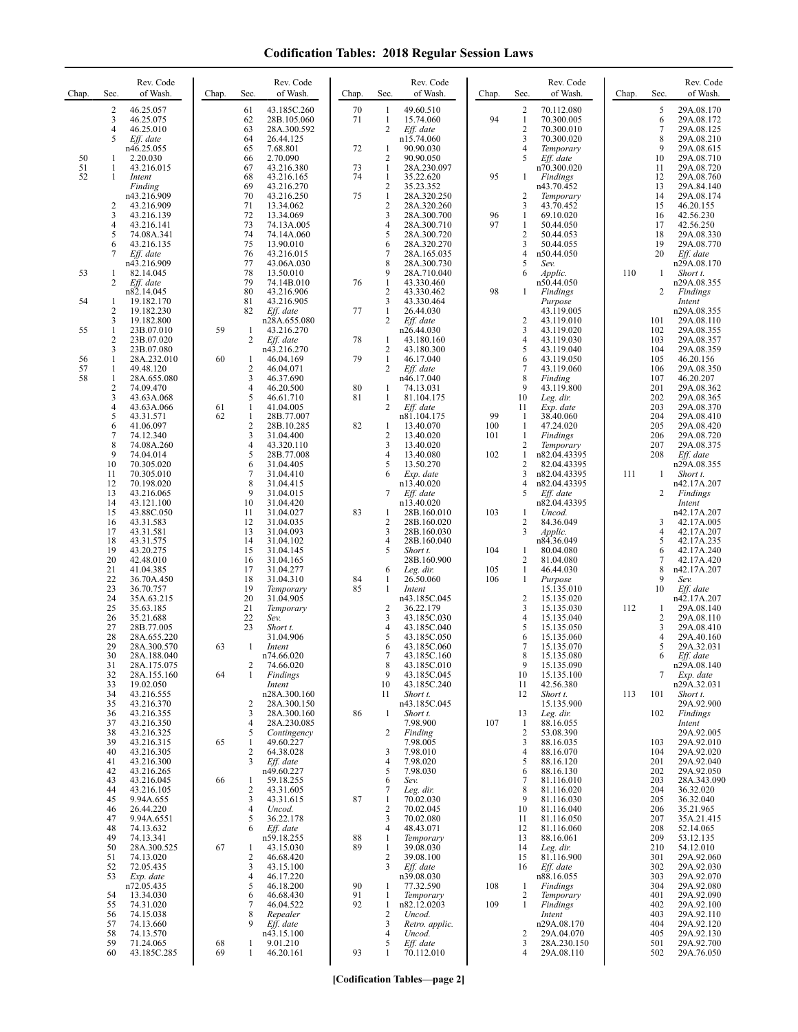# Codification Tables: 2018 Regular Session Laws

| Chap. | Sec. | Rev. Code of Wash. |
|---|---|---|
| | 2 | 46.25.057 |
| | 3 | 46.25.075 |
| | 4 | 46.25.010 |
| | 5 | *Eff. date* n46.25.055 |
| 50 | 1 | 2.20.030 |
| 51 | 1 | 43.216.015 |
| 52 | 1 | *Intent Finding* n43.216.909 |
| | 2 | 43.216.909 |
| | 3 | 43.216.139 |
| | 4 | 43.216.141 |
| | 5 | 74.08A.341 |
| | 6 | 43.216.135 |
| | 7 | *Eff. date* n43.216.909 |
| 53 | 1 | 82.14.045 |
| | 2 | *Eff. date* n82.14.045 |
| 54 | 1 | 19.182.170 |
| | 2 | 19.182.230 |
| | 3 | 19.182.800 |
| 55 | 1 | 23B.07.010 |
| | 2 | 23B.07.020 |
| | 3 | 23B.07.080 |
| 56 | 1 | 28A.232.010 |
| 57 | 1 | 49.48.120 |
| 58 | 1 | 28A.655.080 |
| | 2 | 74.09.470 |
| | 3 | 43.63A.068 |
| | 4 | 43.63A.066 |
| | 5 | 43.31.571 |
| | 6 | 41.06.097 |
| | 7 | 74.12.340 |
| | 8 | 74.08A.260 |
| | 9 | 74.04.014 |
| | 10 | 70.305.020 |
| | 11 | 70.305.010 |
| | 12 | 70.198.020 |
| | 13 | 43.216.065 |
| | 14 | 43.121.100 |
| | 15 | 43.88C.050 |
| | 16 | 43.31.583 |
| | 17 | 43.31.581 |
| | 18 | 43.31.575 |
| | 19 | 43.20.275 |
| | 20 | 42.48.010 |
| | 21 | 41.04.385 |
| | 22 | 36.70A.450 |
| | 23 | 36.70.757 |
| | 24 | 35A.63.215 |
| | 25 | 35.63.185 |
| | 26 | 35.21.688 |
| | 27 | 28B.77.005 |
| | 28 | 28A.655.220 |
| | 29 | 28A.300.570 |
| | 30 | 28A.188.040 |
| | 31 | 28A.175.075 |
| | 32 | 28A.155.160 |
| | 33 | 19.02.050 |
| | 34 | 43.216.555 |
| | 35 | 43.216.370 |
| | 36 | 43.216.355 |
| | 37 | 43.216.350 |
| | 38 | 43.216.325 |
| | 39 | 43.216.315 |
| | 40 | 43.216.305 |
| | 41 | 43.216.300 |
| | 42 | 43.216.265 |
| | 43 | 43.216.045 |
| | 44 | 43.216.105 |
| | 45 | 9.94A.655 |
| | 46 | 26.44.220 |
| | 47 | 9.94A.6551 |
| | 48 | 74.13.632 |
| | 49 | 74.13.341 |
| | 50 | 28A.300.525 |
| | 51 | 74.13.020 |
| | 52 | 72.05.435 |
| | 53 | *Exp. date* n72.05.435 |
| | 54 | 13.34.030 |
| | 55 | 74.31.020 |
| | 56 | 74.15.038 |
| | 57 | 74.13.660 |
| | 58 | 74.13.570 |
| | 59 | 71.24.065 |
| | 60 | 43.185C.285 |
| | 61 | 43.185C.260 |
| | 62 | 28B.105.060 |
| | 63 | 28A.300.592 |
| | 64 | 26.44.125 |
| | 65 | 7.68.801 |
| | 66 | 2.70.090 |
| | 67 | 43.216.380 |
| | 68 | 43.216.165 |
| | 69 | 43.216.270 |
| | 70 | 43.216.250 |
| | 71 | 13.34.062 |
| | 72 | 13.34.069 |
| | 73 | 74.13A.005 |
| | 74 | 74.14A.060 |
| | 75 | 13.90.010 |
| | 76 | 43.216.015 |
| | 77 | 43.06A.030 |
| | 78 | 13.50.010 |
| | 79 | 74.14B.010 |
| | 80 | 43.216.906 |
| | 81 | 43.216.905 |
| | 82 | *Eff. date* n28A.655.080 |
| 59 | 1 | 43.216.270 |
| | 2 | *Eff. date* n43.216.270 |
| 60 | 1 | 46.04.169 |
| | 2 | 46.04.071 |
| | 3 | 46.37.690 |
| | 4 | 46.20.500 |
| | 5 | 46.61.710 |
| 61 | 1 | 41.04.005 |
| 62 | 1 | 28B.77.007 |
| | 2 | 28B.10.285 |
| | 3 | 31.04.400 |
| | 4 | 43.320.110 |
| | 5 | 28B.77.008 |
| | 6 | 31.04.405 |
| | 7 | 31.04.410 |
| | 8 | 31.04.415 |
| | 9 | 31.04.015 |
| | 10 | 31.04.420 |
| | 11 | 31.04.027 |
| | 12 | 31.04.035 |
| | 13 | 31.04.093 |
| | 14 | 31.04.102 |
| | 15 | 31.04.145 |
| | 16 | 31.04.165 |
| | 17 | 31.04.277 |
| | 18 | 31.04.310 |
| | 19 | *Temporary* |
| | 20 | 31.04.905 |
| | 21 | *Temporary* |
| | 22 | *Sev.* |
| | 23 | *Short t.* 31.04.906 |
| 63 | 1 | *Intent* n74.66.020 |
| | 2 | 74.66.020 |
| 64 | 1 | *Findings Intent* n28A.300.160 |
| | 2 | 28A.300.150 |
| | 3 | 28A.300.160 |
| | 4 | 28A.230.085 |
| | 5 | *Contingency* |
| 65 | 1 | 49.60.227 |
| | 2 | 64.38.028 |
| | 3 | *Eff. date* n49.60.227 |
| 66 | 1 | 59.18.255 |
| | 2 | 43.31.605 |
| | 3 | 43.31.615 |
| | 4 | *Uncod.* |
| | 5 | 36.22.178 |
| | 6 | *Eff. date* n59.18.255 |
| 67 | 1 | 43.15.030 |
| | 2 | 46.68.420 |
| | 3 | 43.15.100 |
| | 4 | 46.17.220 |
| | 5 | 46.18.200 |
| | 6 | 46.68.430 |
| | 7 | 46.04.522 |
| | 8 | *Repealer* |
| | 9 | *Eff. date* n43.15.100 |
| 68 | 1 | 9.01.210 |
| 69 | 1 | 46.20.161 |
| 70 | 1 | 49.60.510 |
| 71 | 1 | 15.74.060 |
| | 2 | *Eff. date* n15.74.060 |
| 72 | 1 | 90.90.030 |
| | 2 | 90.90.050 |
| 73 | 1 | 28A.230.097 |
| 74 | 1 | 35.22.620 |
| | 2 | 35.23.352 |
| 75 | 1 | 28A.320.250 |
| | 2 | 28A.320.260 |
| | 3 | 28A.300.700 |
| | 4 | 28A.300.710 |
| | 5 | 28A.300.720 |
| | 6 | 28A.320.270 |
| | 7 | 28A.165.035 |
| | 8 | 28A.300.730 |
| | 9 | 28A.710.040 |
| 76 | 1 | 43.330.460 |
| | 2 | 43.330.462 |
| | 3 | 43.330.464 |
| 77 | 1 | 26.44.030 |
| | 2 | *Eff. date* n26.44.030 |
| 78 | 1 | 43.180.160 |
| | 2 | 43.180.300 |
| 79 | 1 | 46.17.040 |
| | 2 | *Eff. date* n46.17.040 |
| 80 | 1 | 74.13.031 |
| 81 | 1 | 81.104.175 |
| | 2 | *Eff. date* n81.104.175 |
| 82 | 1 | 13.40.070 |
| | 2 | 13.40.020 |
| | 3 | 13.40.020 |
| | 4 | 13.40.080 |
| | 5 | 13.50.270 |
| | 6 | *Exp. date* n13.40.020 |
| | 7 | *Eff. date* n13.40.020 |
| 83 | 1 | 28B.160.010 |
| | 2 | 28B.160.020 |
| | 3 | 28B.160.030 |
| | 4 | 28B.160.040 |
| | 5 | *Short t.* 28B.160.900 |
| | 6 | *Leg. dir.* |
| 84 | 1 | 26.50.060 |
| 85 | 1 | *Intent* n43.185C.045 |
| | 2 | 36.22.179 |
| | 3 | 43.185C.030 |
| | 4 | 43.185C.040 |
| | 5 | 43.185C.050 |
| | 6 | 43.185C.060 |
| | 7 | 43.185C.160 |
| | 8 | 43.185C.010 |
| | 9 | 43.185C.045 |
| | 10 | 43.185C.240 |
| | 11 | *Short t.* n43.185C.045 |
| 86 | 1 | *Short t.* 7.98.900 |
| | 2 | *Finding* 7.98.005 |
| | 3 | 7.98.010 |
| | 4 | 7.98.020 |
| | 5 | 7.98.030 |
| | 6 | *Sev.* |
| | 7 | *Leg. dir.* |
| 87 | 1 | 70.02.030 |
| | 2 | 70.02.045 |
| | 3 | 70.02.080 |
| | 4 | 48.43.071 |
| 88 | 1 | *Temporary* |
| 89 | 1 | 39.08.030 |
| | 2 | 39.08.100 |
| | 3 | *Eff. date* n39.08.030 |
| 90 | 1 | 77.32.590 |
| 91 | 1 | *Temporary* |
| 92 | 1 | n82.12.0203 |
| | 2 | *Uncod.* |
| | 3 | *Retro. applic.* |
| | 4 | *Uncod.* |
| | 5 | *Eff. date* |
| 93 | 1 | 70.112.010 |
| | 2 | 70.112.080 |
| 94 | 1 | 70.300.005 |
| | 2 | 70.300.010 |
| | 3 | 70.300.020 |
| | 4 | *Temporary* |
| | 5 | *Eff. date* n70.300.020 |
| 95 | 1 | *Findings* n43.70.452 |
| | 2 | *Temporary* |
| | 3 | 43.70.452 |
| 96 | 1 | 69.10.020 |
| 97 | 1 | 50.44.050 |
| | 2 | 50.44.053 |
| | 3 | 50.44.055 |
| | 4 | n50.44.050 |
| | 5 | *Sev.* |
| | 6 | *Applic.* n50.44.050 |
| 98 | 1 | *Findings Purpose* 43.119.005 |
| | 2 | 43.119.010 |
| | 3 | 43.119.020 |
| | 4 | 43.119.030 |
| | 5 | 43.119.040 |
| | 6 | 43.119.050 |
| | 7 | 43.119.060 |
| | 8 | *Finding* |
| | 9 | 43.119.800 |
| | 10 | *Leg. dir.* |
| | 11 | *Exp. date* |
| 99 | 1 | 38.40.060 |
| 100 | 1 | 47.24.020 |
| 101 | 1 | *Findings* |
| | 2 | *Temporary* |
| 102 | 1 | n82.04.43395 |
| | 2 | 82.04.43395 |
| | 3 | n82.04.43395 |
| | 4 | n82.04.43395 |
| | 5 | *Eff. date* n82.04.43395 |
| 103 | 1 | *Uncod.* |
| | 2 | 84.36.049 |
| | 3 | *Applic.* n84.36.049 |
| 104 | 1 | 80.04.080 |
| | 2 | 81.04.080 |
| 105 | 1 | 46.44.030 |
| 106 | 1 | *Purpose* 15.135.010 |
| | 2 | 15.135.020 |
| | 3 | 15.135.030 |
| | 4 | 15.135.040 |
| | 5 | 15.135.050 |
| | 6 | 15.135.060 |
| | 7 | 15.135.070 |
| | 8 | 15.135.080 |
| | 9 | 15.135.090 |
| | 10 | 15.135.100 |
| | 11 | 42.56.380 |
| | 12 | *Short t.* 15.135.900 |
| | 13 | *Leg. dir.* |
| 107 | 1 | 88.16.055 |
| | 2 | 53.08.390 |
| | 3 | 88.16.035 |
| | 4 | 88.16.070 |
| | 5 | 88.16.120 |
| | 6 | 88.16.130 |
| | 7 | 81.116.010 |
| | 8 | 81.116.020 |
| | 9 | 81.116.030 |
| | 10 | 81.116.040 |
| | 11 | 81.116.050 |
| | 12 | 81.116.060 |
| | 13 | 88.16.061 |
| | 14 | *Leg. dir.* |
| | 15 | 81.116.900 |
| | 16 | *Eff. date* n88.16.055 |
| 108 | 1 | *Findings* |
| | 2 | *Temporary* |
| 109 | 1 | *Findings Intent* n29A.08.170 |
| | 2 | 29A.04.070 |
| | 3 | 28A.230.150 |
| | 4 | 29A.08.110 |
| | 5 | 29A.08.170 |
| | 6 | 29A.08.172 |
| | 7 | 29A.08.125 |
| | 8 | 29A.08.210 |
| | 9 | 29A.08.615 |
| | 10 | 29A.08.710 |
| | 11 | 29A.08.720 |
| | 12 | 29A.08.760 |
| | 13 | 29A.84.140 |
| | 14 | 29A.08.174 |
| | 15 | 46.20.155 |
| | 16 | 42.56.230 |
| | 17 | 42.56.250 |
| | 18 | 29A.08.330 |
| | 19 | 29A.08.770 |
| | 20 | *Eff. date* n29A.08.170 |
| 110 | 1 | *Short t.* n29A.08.355 |
| | 2 | *Findings Intent* n29A.08.355 |
| | 101 | 29A.08.110 |
| | 102 | 29A.08.355 |
| | 103 | 29A.08.357 |
| | 104 | 29A.08.359 |
| | 105 | 46.20.156 |
| | 106 | 29A.08.350 |
| | 107 | 46.20.207 |
| | 201 | 29A.08.362 |
| | 202 | 29A.08.365 |
| | 203 | 29A.08.370 |
| | 204 | 29A.08.410 |
| | 205 | 29A.08.420 |
| | 206 | 29A.08.720 |
| | 207 | 29A.08.375 |
| | 208 | *Eff. date* n29A.08.355 |
| 111 | 1 | *Short t.* n42.17A.207 |
| | 2 | *Findings Intent* n42.17A.207 |
| | 3 | 42.17A.005 |
| | 4 | 42.17A.207 |
| | 5 | 42.17A.235 |
| | 6 | 42.17A.240 |
| | 7 | 42.17A.420 |
| | 8 | n42.17A.207 |
| | 9 | *Sev.* |
| | 10 | *Eff. date* n42.17A.207 |
| 112 | 1 | 29A.08.140 |
| | 2 | 29A.08.110 |
| | 3 | 29A.08.410 |
| | 4 | 29A.40.160 |
| | 5 | 29A.32.031 |
| | 6 | *Eff. date* n29A.08.140 |
| | 7 | *Exp. date* n29A.32.031 |
| 113 | 101 | *Short t.* 29A.92.900 |
| | 102 | *Findings Intent* 29A.92.005 |
| | 103 | 29A.92.010 |
| | 104 | 29A.92.020 |
| | 201 | 29A.92.040 |
| | 202 | 29A.92.050 |
| | 203 | 28A.343.090 |
| | 204 | 36.32.020 |
| | 205 | 36.32.040 |
| | 206 | 35.21.965 |
| | 207 | 35A.21.415 |
| | 208 | 52.14.065 |
| | 209 | 53.12.135 |
| | 210 | 54.12.010 |
| | 301 | 29A.92.060 |
| | 302 | 29A.92.030 |
| | 303 | 29A.92.070 |
| | 304 | 29A.92.080 |
| | 401 | 29A.92.090 |
| | 402 | 29A.92.100 |
| | 403 | 29A.92.110 |
| | 404 | 29A.92.120 |
| | 405 | 29A.92.130 |
| | 501 | 29A.92.700 |
| | 502 | 29A.76.050 |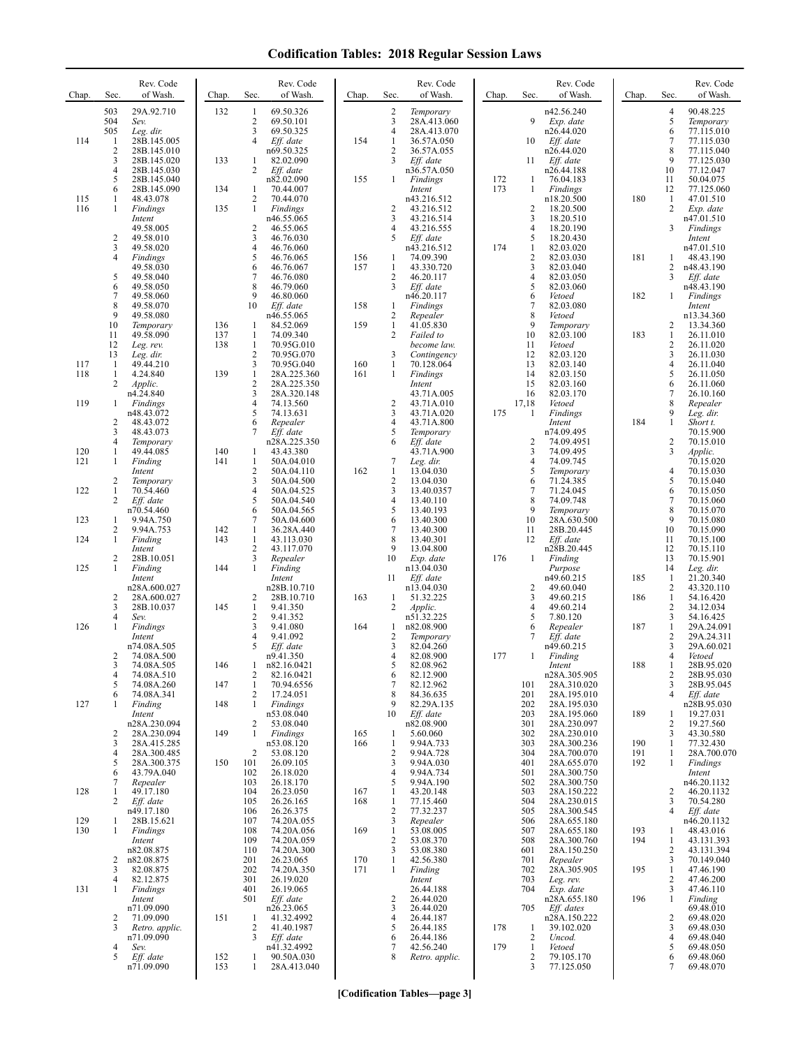# Codification Tables: 2018 Regular Session Laws

| Chap. | Sec. | Rev. Code of Wash. |
|---|---|---|
| | 503 | 29A.92.710 |
| | 504 | *Sev.* |
| | 505 | *Leg. dir.* |
| 114 | 1 | 28B.145.005 |
| | 2 | 28B.145.010 |
| | 3 | 28B.145.020 |
| | 4 | 28B.145.030 |
| | 5 | 28B.145.040 |
| | 6 | 28B.145.090 |
| 115 | 1 | 48.43.078 |
| 116 | 1 | *Findings Intent* 49.58.005 |
| | 2 | 49.58.010 |
| | 3 | 49.58.020 |
| | 4 | *Findings* 49.58.030 |
| | 5 | 49.58.040 |
| | 6 | 49.58.050 |
| | 7 | 49.58.060 |
| | 8 | 49.58.070 |
| | 9 | 49.58.080 |
| | 10 | *Temporary* |
| | 11 | 49.58.090 |
| | 12 | *Leg. rev.* |
| | 13 | *Leg. dir.* |
| 117 | 1 | 49.44.210 |
| 118 | 1 | 4.24.840 |
| | 2 | *Applic.* n4.24.840 |
| 119 | 1 | *Findings* n48.43.072 |
| | 2 | 48.43.072 |
| | 3 | 48.43.073 |
| | 4 | *Temporary* |
| 120 | 1 | 49.44.085 |
| 121 | 1 | *Finding Intent* |
| | 2 | *Temporary* |
| 122 | 1 | 70.54.460 |
| | 2 | *Eff. date* n70.54.460 |
| 123 | 1 | 9.94A.750 |
| | 2 | 9.94A.753 |
| 124 | 1 | *Finding Intent* |
| | 2 | 28B.10.051 |
| 125 | 1 | *Finding Intent* n28A.600.027 |
| | 2 | 28A.600.027 |
| | 3 | 28B.10.037 |
| | 4 | *Sev.* |
| 126 | 1 | *Findings Intent* n74.08A.505 |
| | 2 | 74.08A.500 |
| | 3 | 74.08A.505 |
| | 4 | 74.08A.510 |
| | 5 | 74.08A.260 |
| | 6 | 74.08A.341 |
| 127 | 1 | *Finding Intent* n28A.230.094 |
| | 2 | 28A.230.094 |
| | 3 | 28A.415.285 |
| | 4 | 28A.300.485 |
| | 5 | 28A.300.375 |
| | 6 | 43.79A.040 |
| | 7 | *Repealer* |
| 128 | 1 | 49.17.180 |
| | 2 | *Eff. date* n49.17.180 |
| 129 | 1 | 28B.15.621 |
| 130 | 1 | *Findings Intent* n82.08.875 |
| | 2 | n82.08.875 |
| | 3 | 82.08.875 |
| | 4 | 82.12.875 |
| 131 | 1 | *Findings Intent* n71.09.090 |
| | 2 | 71.09.090 |
| | 3 | *Retro. applic.* n71.09.090 |
| | 4 | *Sev.* |
| | 5 | *Eff. date* n71.09.090 |
| 132 | 1 | 69.50.326 |
| | 2 | 69.50.101 |
| | 3 | 69.50.325 |
| | 4 | *Eff. date* n69.50.325 |
| 133 | 1 | 82.02.090 |
| | 2 | *Eff. date* n82.02.090 |
| 134 | 1 | 70.44.007 |
| | 2 | 70.44.070 |
| 135 | 1 | *Findings* n46.55.065 |
| | 2 | 46.55.065 |
| | 3 | 46.76.030 |
| | 4 | 46.76.060 |
| | 5 | 46.76.065 |
| | 6 | 46.76.067 |
| | 7 | 46.76.080 |
| | 8 | 46.79.060 |
| | 9 | 46.80.060 |
| | 10 | *Eff. date* n46.55.065 |
| 136 | 1 | 84.52.069 |
| 137 | 1 | 74.09.340 |
| 138 | 1 | 70.95G.010 |
| | 2 | 70.95G.070 |
| | 3 | 70.95G.040 |
| 139 | 1 | 28A.225.360 |
| | 2 | 28A.225.350 |
| | 3 | 28A.320.148 |
| | 4 | 74.13.560 |
| | 5 | 74.13.631 |
| | 6 | *Repealer* |
| | 7 | *Eff. date* n28A.225.350 |
| 140 | 1 | 43.43.380 |
| 141 | 1 | 50A.04.010 |
| | 2 | 50A.04.110 |
| | 3 | 50A.04.500 |
| | 4 | 50A.04.525 |
| | 5 | 50A.04.540 |
| | 6 | 50A.04.565 |
| | 7 | 50A.04.600 |
| 142 | 1 | 36.28A.440 |
| 143 | 1 | 43.113.030 |
| | 2 | 43.117.070 |
| | 3 | *Repealer* |
| 144 | 1 | *Finding Intent* n28B.10.710 |
| | 2 | 28B.10.710 |
| 145 | 1 | 9.41.350 |
| | 2 | 9.41.352 |
| | 3 | 9.41.080 |
| | 4 | 9.41.092 |
| | 5 | *Eff. date* n9.41.350 |
| 146 | 1 | n82.16.0421 |
| | 2 | 82.16.0421 |
| 147 | 1 | 70.94.6556 |
| | 2 | 17.24.051 |
| 148 | 1 | *Findings* n53.08.040 |
| | 2 | 53.08.040 |
| 149 | 1 | *Findings* n53.08.120 |
| | 2 | 53.08.120 |
| 150 | 101 | 26.09.105 |
| | 102 | 26.18.020 |
| | 103 | 26.18.170 |
| | 104 | 26.23.050 |
| | 105 | 26.26.165 |
| | 106 | 26.26.375 |
| | 107 | 74.20A.055 |
| | 108 | 74.20A.056 |
| | 109 | 74.20A.059 |
| | 110 | 74.20A.300 |
| | 201 | 26.23.065 |
| | 202 | 74.20A.350 |
| | 301 | 26.19.020 |
| | 401 | 26.19.065 |
| | 501 | *Eff. date* n26.23.065 |
| 151 | 1 | 41.32.4992 |
| | 2 | 41.40.1987 |
| | 3 | *Eff. date* n41.32.4992 |
| 152 | 1 | 90.50A.030 |
| 153 | 1 | 28A.413.040 |
| | 2 | *Temporary* |
| | 3 | 28A.413.060 |
| | 4 | 28A.413.070 |
| 154 | 1 | 36.57A.050 |
| | 2 | 36.57A.055 |
| | 3 | *Eff. date* n36.57A.050 |
| 155 | 1 | *Findings Intent* n43.216.512 |
| | 2 | 43.216.512 |
| | 3 | 43.216.514 |
| | 4 | 43.216.555 |
| | 5 | *Eff. date* n43.216.512 |
| 156 | 1 | 74.09.390 |
| 157 | 1 | 43.330.720 |
| | 2 | 46.20.117 |
| | 3 | *Eff. date* n46.20.117 |
| 158 | 1 | *Findings* |
| | 2 | *Repealer* |
| 159 | 1 | 41.05.830 |
| | 2 | *Failed to become law.* |
| | 3 | *Contingency* |
| 160 | 1 | 70.128.064 |
| 161 | 1 | *Findings Intent* 43.71A.005 |
| | 2 | 43.71A.010 |
| | 3 | 43.71A.020 |
| | 4 | 43.71A.800 |
| | 5 | *Temporary* |
| | 6 | *Eff. date* 43.71A.900 |
| | 7 | *Leg. dir.* |
| 162 | 1 | 13.04.030 |
| | 2 | 13.04.030 |
| | 3 | 13.40.0357 |
| | 4 | 13.40.110 |
| | 5 | 13.40.193 |
| | 6 | 13.40.300 |
| | 7 | 13.40.300 |
| | 8 | 13.40.301 |
| | 9 | 13.04.800 |
| | 10 | *Exp. date* n13.04.030 |
| | 11 | *Eff. date* n13.04.030 |
| 163 | 1 | 51.32.225 |
| | 2 | *Applic.* n51.32.225 |
| 164 | 1 | n82.08.900 |
| | 2 | *Temporary* |
| | 3 | 82.04.260 |
| | 4 | 82.08.900 |
| | 5 | 82.08.962 |
| | 6 | 82.12.900 |
| | 7 | 82.12.962 |
| | 8 | 84.36.635 |
| | 9 | 82.29A.135 |
| | 10 | *Eff. date* n82.08.900 |
| 165 | 1 | 5.60.060 |
| 166 | 1 | 9.94A.733 |
| | 2 | 9.94A.728 |
| | 3 | 9.94A.030 |
| | 4 | 9.94A.734 |
| | 5 | 9.94A.190 |
| 167 | 1 | 43.20.148 |
| 168 | 1 | 77.15.460 |
| | 2 | 77.32.237 |
| | 3 | *Repealer* |
| 169 | 1 | 53.08.005 |
| | 2 | 53.08.370 |
| | 3 | 53.08.380 |
| 170 | 1 | 42.56.380 |
| 171 | 1 | *Finding Intent* 26.44.188 |
| | 2 | 26.44.020 |
| | 3 | 26.44.020 |
| | 4 | 26.44.187 |
| | 5 | 26.44.185 |
| | 6 | 26.44.186 |
| | 7 | 42.56.240 |
| | 8 | *Retro. applic.* n42.56.240 |
| | 9 | *Exp. date* n26.44.020 |
| | 10 | *Eff. date* n26.44.020 |
| | 11 | *Eff. date* n26.44.188 |
| 172 | 1 | 76.04.183 |
| 173 | 1 | *Findings* n18.20.500 |
| | 2 | 18.20.500 |
| | 3 | 18.20.510 |
| | 4 | 18.20.190 |
| | 5 | 18.20.430 |
| 174 | 1 | 82.03.020 |
| | 2 | 82.03.030 |
| | 3 | 82.03.040 |
| | 4 | 82.03.050 |
| | 5 | 82.03.060 |
| | 6 | *Vetoed* |
| | 7 | 82.03.080 |
| | 8 | *Vetoed* |
| | 9 | *Temporary* |
| | 10 | 82.03.100 |
| | 11 | *Vetoed* |
| | 12 | 82.03.120 |
| | 13 | 82.03.140 |
| | 14 | 82.03.150 |
| | 15 | 82.03.160 |
| | 16 | 82.03.170 |
| | 17,18 | *Vetoed* |
| 175 | 1 | *Findings Intent* n74.09.495 |
| | 2 | 74.09.4951 |
| | 3 | 74.09.495 |
| | 4 | 74.09.745 |
| | 5 | *Temporary* |
| | 6 | 71.24.385 |
| | 7 | 71.24.045 |
| | 8 | 74.09.748 |
| | 9 | *Temporary* |
| | 10 | 28A.630.500 |
| | 11 | 28B.20.445 |
| | 12 | *Eff. date* n28B.20.445 |
| 176 | 1 | *Finding Purpose* n49.60.215 |
| | 2 | 49.60.040 |
| | 3 | 49.60.215 |
| | 4 | 49.60.214 |
| | 5 | 7.80.120 |
| | 6 | *Repealer* |
| | 7 | *Eff. date* n49.60.215 |
| 177 | 1 | *Finding Intent* n28A.305.905 |
| | 101 | 28A.310.020 |
| | 201 | 28A.195.010 |
| | 202 | 28A.195.030 |
| | 203 | 28A.195.060 |
| | 301 | 28A.230.097 |
| | 302 | 28A.230.010 |
| | 303 | 28A.300.236 |
| | 304 | 28A.700.070 |
| | 401 | 28A.655.070 |
| | 501 | 28A.300.750 |
| | 502 | 28A.300.750 |
| | 503 | 28A.150.222 |
| | 504 | 28A.230.015 |
| | 505 | 28A.300.545 |
| | 506 | 28A.655.180 |
| | 507 | 28A.655.180 |
| | 508 | 28A.300.760 |
| | 601 | 28A.150.250 |
| | 701 | *Repealer* |
| | 702 | 28A.305.905 |
| | 703 | *Leg. rev.* |
| | 704 | *Exp. date* n28A.655.180 |
| | 705 | *Eff. dates* n28A.150.222 |
| 178 | 1 | 39.102.020 |
| | 2 | *Uncod.* |
| 179 | 1 | *Vetoed* |
| | 2 | 79.105.170 |
| | 3 | 77.125.050 |
| | 4 | 90.48.225 |
| | 5 | *Temporary* |
| | 6 | 77.115.010 |
| | 7 | 77.115.030 |
| | 8 | 77.115.040 |
| | 9 | 77.125.030 |
| | 10 | 77.12.047 |
| | 11 | 50.04.075 |
| | 12 | 77.125.060 |
| 180 | 1 | 47.01.510 |
| | 2 | *Exp. date* n47.01.510 |
| | 3 | *Findings Intent* n47.01.510 |
| 181 | 1 | 48.43.190 |
| | 2 | n48.43.190 |
| | 3 | *Eff. date* n48.43.190 |
| 182 | 1 | *Findings Intent* n13.34.360 |
| | 2 | 13.34.360 |
| 183 | 1 | 26.11.010 |
| | 2 | 26.11.020 |
| | 3 | 26.11.030 |
| | 4 | 26.11.040 |
| | 5 | 26.11.050 |
| | 6 | 26.11.060 |
| | 7 | 26.10.160 |
| | 8 | *Repealer* |
| | 9 | *Leg. dir.* |
| 184 | 1 | *Short t.* 70.15.900 |
| | 2 | 70.15.010 |
| | 3 | *Applic.* 70.15.020 |
| | 4 | 70.15.030 |
| | 5 | 70.15.040 |
| | 6 | 70.15.050 |
| | 7 | 70.15.060 |
| | 8 | 70.15.070 |
| | 9 | 70.15.080 |
| | 10 | 70.15.090 |
| | 11 | 70.15.100 |
| | 12 | 70.15.110 |
| | 13 | 70.15.901 |
| | 14 | *Leg. dir.* |
| 185 | 1 | 21.20.340 |
| | 2 | 43.320.110 |
| 186 | 1 | 54.16.420 |
| | 2 | 34.12.034 |
| | 3 | 54.16.425 |
| 187 | 1 | 29A.24.091 |
| | 2 | 29A.24.311 |
| | 3 | 29A.60.021 |
| | 4 | *Vetoed* |
| 188 | 1 | 28B.95.020 |
| | 2 | 28B.95.030 |
| | 3 | 28B.95.045 |
| | 4 | *Eff. date* n28B.95.030 |
| 189 | 1 | 19.27.031 |
| | 2 | 19.27.560 |
| | 3 | 43.30.580 |
| 190 | 1 | 77.32.430 |
| 191 | 1 | 28A.700.070 |
| 192 | 1 | *Findings Intent* n46.20.1132 |
| | 2 | 46.20.1132 |
| | 3 | 70.54.280 |
| | 4 | *Eff. date* n46.20.1132 |
| 193 | 1 | 48.43.016 |
| 194 | 1 | 43.131.393 |
| | 2 | 43.131.394 |
| | 3 | 70.149.040 |
| 195 | 1 | 47.46.190 |
| | 2 | 47.46.200 |
| | 3 | 47.46.110 |
| 196 | 1 | *Finding* 69.48.010 |
| | 2 | 69.48.020 |
| | 3 | 69.48.030 |
| | 4 | 69.48.040 |
| | 5 | 69.48.050 |
| | 6 | 69.48.060 |
| | 7 | 69.48.070 |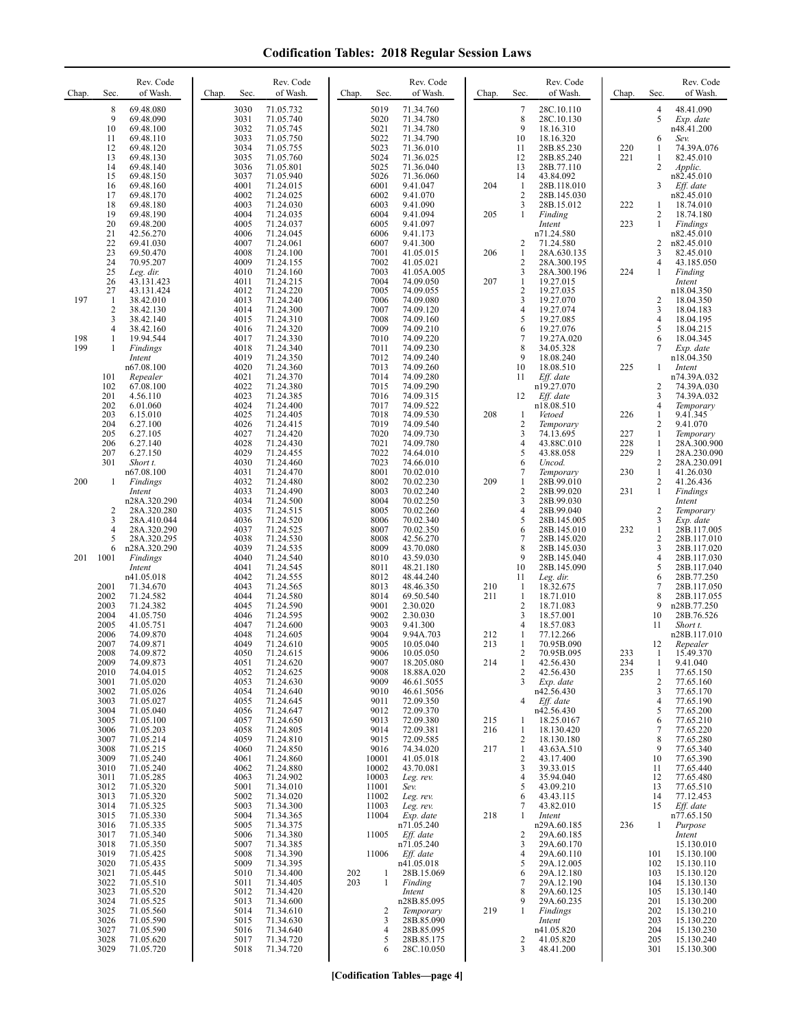# Codification Tables: 2018 Regular Session Laws

| Chap. | Sec. | Rev. Code of Wash. |
|---|---|---|
| | 8 | 69.48.080 |
| | 9 | 69.48.090 |
| | 10 | 69.48.100 |
| | 11 | 69.48.110 |
| | 12 | 69.48.120 |
| | 13 | 69.48.130 |
| | 14 | 69.48.140 |
| | 15 | 69.48.150 |
| | 16 | 69.48.160 |
| | 17 | 69.48.170 |
| | 18 | 69.48.180 |
| | 19 | 69.48.190 |
| | 20 | 69.48.200 |
| | 21 | 42.56.270 |
| | 22 | 69.41.030 |
| | 23 | 69.50.470 |
| | 24 | 70.95.207 |
| | 25 | *Leg. dir.* |
| | 26 | 43.131.423 |
| | 27 | 43.131.424 |
| 197 | 1 | 38.42.010 |
| | 2 | 38.42.130 |
| | 3 | 38.42.140 |
| | 4 | 38.42.160 |
| 198 | 1 | 19.94.544 |
| 199 | 1 | *Findings Intent* n67.08.100 |
| | 101 | *Repealer* |
| | 102 | 67.08.100 |
| | 201 | 4.56.110 |
| | 202 | 6.01.060 |
| | 203 | 6.15.010 |
| | 204 | 6.27.100 |
| | 205 | 6.27.105 |
| | 206 | 6.27.140 |
| | 207 | 6.27.150 |
| | 301 | *Short t.* n67.08.100 |
| 200 | 1 | *Findings Intent* n28A.320.290 |
| | 2 | 28A.320.280 |
| | 3 | 28A.410.044 |
| | 4 | 28A.320.290 |
| | 5 | 28A.320.295 |
| | 6 | n28A.320.290 |
| 201 | 1001 | *Findings Intent* n41.05.018 |
| | 2001 | 71.34.670 |
| | 2002 | 71.24.582 |
| | 2003 | 71.24.382 |
| | 2004 | 41.05.750 |
| | 2005 | 41.05.751 |
| | 2006 | 74.09.870 |
| | 2007 | 74.09.871 |
| | 2008 | 74.09.872 |
| | 2009 | 74.09.873 |
| | 2010 | 74.04.015 |
| | 3001 | 71.05.020 |
| | 3002 | 71.05.026 |
| | 3003 | 71.05.027 |
| | 3004 | 71.05.040 |
| | 3005 | 71.05.100 |
| | 3006 | 71.05.203 |
| | 3007 | 71.05.214 |
| | 3008 | 71.05.215 |
| | 3009 | 71.05.240 |
| | 3010 | 71.05.240 |
| | 3011 | 71.05.285 |
| | 3012 | 71.05.320 |
| | 3013 | 71.05.320 |
| | 3014 | 71.05.325 |
| | 3015 | 71.05.330 |
| | 3016 | 71.05.335 |
| | 3017 | 71.05.340 |
| | 3018 | 71.05.350 |
| | 3019 | 71.05.425 |
| | 3020 | 71.05.435 |
| | 3021 | 71.05.445 |
| | 3022 | 71.05.510 |
| | 3023 | 71.05.520 |
| | 3024 | 71.05.525 |
| | 3025 | 71.05.560 |
| | 3026 | 71.05.590 |
| | 3027 | 71.05.590 |
| | 3028 | 71.05.620 |
| | 3029 | 71.05.720 |
| | 3030 | 71.05.732 |
| | 3031 | 71.05.740 |
| | 3032 | 71.05.745 |
| | 3033 | 71.05.750 |
| | 3034 | 71.05.755 |
| | 3035 | 71.05.760 |
| | 3036 | 71.05.801 |
| | 3037 | 71.05.940 |
| | 4001 | 71.24.015 |
| | 4002 | 71.24.025 |
| | 4003 | 71.24.030 |
| | 4004 | 71.24.035 |
| | 4005 | 71.24.037 |
| | 4006 | 71.24.045 |
| | 4007 | 71.24.061 |
| | 4008 | 71.24.100 |
| | 4009 | 71.24.155 |
| | 4010 | 71.24.160 |
| | 4011 | 71.24.215 |
| | 4012 | 71.24.220 |
| | 4013 | 71.24.240 |
| | 4014 | 71.24.300 |
| | 4015 | 71.24.310 |
| | 4016 | 71.24.320 |
| | 4017 | 71.24.330 |
| | 4018 | 71.24.340 |
| | 4019 | 71.24.350 |
| | 4020 | 71.24.360 |
| | 4021 | 71.24.370 |
| | 4022 | 71.24.380 |
| | 4023 | 71.24.385 |
| | 4024 | 71.24.400 |
| | 4025 | 71.24.405 |
| | 4026 | 71.24.415 |
| | 4027 | 71.24.420 |
| | 4028 | 71.24.430 |
| | 4029 | 71.24.455 |
| | 4030 | 71.24.460 |
| | 4031 | 71.24.470 |
| | 4032 | 71.24.480 |
| | 4033 | 71.24.490 |
| | 4034 | 71.24.500 |
| | 4035 | 71.24.515 |
| | 4036 | 71.24.520 |
| | 4037 | 71.24.525 |
| | 4038 | 71.24.530 |
| | 4039 | 71.24.535 |
| | 4040 | 71.24.540 |
| | 4041 | 71.24.545 |
| | 4042 | 71.24.555 |
| | 4043 | 71.24.565 |
| | 4044 | 71.24.580 |
| | 4045 | 71.24.590 |
| | 4046 | 71.24.595 |
| | 4047 | 71.24.600 |
| | 4048 | 71.24.605 |
| | 4049 | 71.24.610 |
| | 4050 | 71.24.615 |
| | 4051 | 71.24.620 |
| | 4052 | 71.24.625 |
| | 4053 | 71.24.630 |
| | 4054 | 71.24.640 |
| | 4055 | 71.24.645 |
| | 4056 | 71.24.647 |
| | 4057 | 71.24.650 |
| | 4058 | 71.24.805 |
| | 4059 | 71.24.810 |
| | 4060 | 71.24.850 |
| | 4061 | 71.24.860 |
| | 4062 | 71.24.880 |
| | 4063 | 71.24.902 |
| | 5001 | 71.34.010 |
| | 5002 | 71.34.020 |
| | 5003 | 71.34.300 |
| | 5004 | 71.34.365 |
| | 5005 | 71.34.375 |
| | 5006 | 71.34.380 |
| | 5007 | 71.34.385 |
| | 5008 | 71.34.390 |
| | 5009 | 71.34.395 |
| | 5010 | 71.34.400 |
| | 5011 | 71.34.405 |
| | 5012 | 71.34.420 |
| | 5013 | 71.34.600 |
| | 5014 | 71.34.610 |
| | 5015 | 71.34.630 |
| | 5016 | 71.34.640 |
| | 5017 | 71.34.720 |
| | 5018 | 71.34.720 |
| | 5019 | 71.34.760 |
| | 5020 | 71.34.780 |
| | 5021 | 71.34.780 |
| | 5022 | 71.34.790 |
| | 5023 | 71.36.010 |
| | 5024 | 71.36.025 |
| | 5025 | 71.36.040 |
| | 5026 | 71.36.060 |
| | 6001 | 9.41.047 |
| | 6002 | 9.41.070 |
| | 6003 | 9.41.090 |
| | 6004 | 9.41.094 |
| | 6005 | 9.41.097 |
| | 6006 | 9.41.173 |
| | 6007 | 9.41.300 |
| | 7001 | 41.05.015 |
| | 7002 | 41.05.021 |
| | 7003 | 41.05A.005 |
| | 7004 | 74.09.050 |
| | 7005 | 74.09.055 |
| | 7006 | 74.09.080 |
| | 7007 | 74.09.120 |
| | 7008 | 74.09.160 |
| | 7009 | 74.09.210 |
| | 7010 | 74.09.220 |
| | 7011 | 74.09.230 |
| | 7012 | 74.09.240 |
| | 7013 | 74.09.260 |
| | 7014 | 74.09.280 |
| | 7015 | 74.09.290 |
| | 7016 | 74.09.315 |
| | 7017 | 74.09.522 |
| | 7018 | 74.09.530 |
| | 7019 | 74.09.540 |
| | 7020 | 74.09.730 |
| | 7021 | 74.09.780 |
| | 7022 | 74.64.010 |
| | 7023 | 74.66.010 |
| | 8001 | 70.02.010 |
| | 8002 | 70.02.230 |
| | 8003 | 70.02.240 |
| | 8004 | 70.02.250 |
| | 8005 | 70.02.260 |
| | 8006 | 70.02.340 |
| | 8007 | 70.02.350 |
| | 8008 | 42.56.270 |
| | 8009 | 43.70.080 |
| | 8010 | 43.59.030 |
| | 8011 | 48.21.180 |
| | 8012 | 48.44.240 |
| | 8013 | 48.46.350 |
| | 8014 | 69.50.540 |
| | 9001 | 2.30.020 |
| | 9002 | 2.30.030 |
| | 9003 | 9.41.300 |
| | 9004 | 9.94A.703 |
| | 9005 | 10.05.040 |
| | 9006 | 10.05.050 |
| | 9007 | 18.205.080 |
| | 9008 | 18.88A.020 |
| | 9009 | 46.61.5055 |
| | 9010 | 46.61.5056 |
| | 9011 | 72.09.350 |
| | 9012 | 72.09.370 |
| | 9013 | 72.09.380 |
| | 9014 | 72.09.381 |
| | 9015 | 72.09.585 |
| | 9016 | 74.34.020 |
| | 10001 | 41.05.018 |
| | 10002 | 43.70.081 |
| | 10003 | *Leg. rev.* |
| | 11001 | *Sev.* |
| | 11002 | *Leg. rev.* |
| | 11003 | *Leg. rev.* |
| | 11004 | *Exp. date* n71.05.240 |
| | 11005 | *Eff. date* n71.05.240 |
| | 11006 | *Eff. date* n41.05.018 |
| 202 | 1 | 28B.15.069 |
| 203 | 1 | *Finding Intent* n28B.85.095 |
| | 2 | *Temporary* |
| | 3 | 28B.85.090 |
| | 4 | 28B.85.095 |
| | 5 | 28B.85.175 |
| | 6 | 28C.10.050 |
| | 7 | 28C.10.110 |
| | 8 | 28C.10.130 |
| | 9 | 18.16.310 |
| | 10 | 18.16.320 |
| | 11 | 28B.85.230 |
| | 12 | 28B.85.240 |
| | 13 | 28B.77.110 |
| | 14 | 43.84.092 |
| 204 | 1 | 28B.118.010 |
| | 2 | 28B.145.030 |
| | 3 | 28B.15.012 |
| 205 | 1 | *Finding Intent* n71.24.580 |
| | 2 | 71.24.580 |
| 206 | 1 | 28A.630.135 |
| | 2 | 28A.300.195 |
| | 3 | 28A.300.196 |
| 207 | 1 | 19.27.015 |
| | 2 | 19.27.035 |
| | 3 | 19.27.070 |
| | 4 | 19.27.074 |
| | 5 | 19.27.085 |
| | 6 | 19.27.076 |
| | 7 | 19.27A.020 |
| | 8 | 34.05.328 |
| | 9 | 18.08.240 |
| | 10 | 18.08.510 |
| | 11 | *Eff. date* n19.27.070 |
| | 12 | *Eff. date* n18.08.510 |
| 208 | 1 | *Vetoed* |
| | 2 | *Temporary* |
| | 3 | 74.13.695 |
| | 4 | 43.88C.010 |
| | 5 | 43.88.058 |
| | 6 | *Uncod.* |
| | 7 | *Temporary* |
| 209 | 1 | 28B.99.010 |
| | 2 | 28B.99.020 |
| | 3 | 28B.99.030 |
| | 4 | 28B.99.040 |
| | 5 | 28B.145.005 |
| | 6 | 28B.145.010 |
| | 7 | 28B.145.020 |
| | 8 | 28B.145.030 |
| | 9 | 28B.145.040 |
| | 10 | 28B.145.090 |
| | 11 | *Leg. dir.* |
| 210 | 1 | 18.32.675 |
| 211 | 1 | 18.71.010 |
| | 2 | 18.71.083 |
| | 3 | 18.57.001 |
| | 4 | 18.57.083 |
| 212 | 1 | 77.12.266 |
| 213 | 1 | 70.95B.090 |
| | 2 | 70.95B.095 |
| 214 | 1 | 42.56.430 |
| | 2 | 42.56.430 |
| | 3 | *Exp. date* n42.56.430 |
| | 4 | *Eff. date* n42.56.430 |
| 215 | 1 | 18.25.0167 |
| 216 | 1 | 18.130.420 |
| | 2 | 18.130.180 |
| 217 | 1 | 43.63A.510 |
| | 2 | 43.17.400 |
| | 3 | 39.33.015 |
| | 4 | 35.94.040 |
| | 5 | 43.09.210 |
| | 6 | 43.43.115 |
| | 7 | 43.82.010 |
| 218 | 1 | *Intent* n29A.60.185 |
| | 2 | 29A.60.185 |
| | 3 | 29A.60.170 |
| | 4 | 29A.60.110 |
| | 5 | 29A.12.005 |
| | 6 | 29A.12.180 |
| | 7 | 29A.12.190 |
| | 8 | 29A.60.125 |
| | 9 | 29A.60.235 |
| 219 | 1 | *Findings Intent* n41.05.820 |
| | 2 | 41.05.820 |
| | 3 | 48.41.200 |
| | 4 | 48.41.090 |
| | 5 | *Exp. date* n48.41.200 |
| | 6 | *Sev.* |
| 220 | 1 | 74.39A.076 |
| 221 | 1 | 82.45.010 |
| | 2 | *Applic.* n82.45.010 |
| | 3 | *Eff. date* n82.45.010 |
| 222 | 1 | 18.74.010 |
| | 2 | 18.74.180 |
| 223 | 1 | *Findings* n82.45.010 |
| | 2 | n82.45.010 |
| | 3 | 82.45.010 |
| | 4 | 43.185.050 |
| 224 | 1 | *Finding Intent* n18.04.350 |
| | 2 | 18.04.350 |
| | 3 | 18.04.183 |
| | 4 | 18.04.195 |
| | 5 | 18.04.215 |
| | 6 | 18.04.345 |
| | 7 | *Exp. date* n18.04.350 |
| 225 | 1 | *Intent* n74.39A.032 |
| | 2 | 74.39A.030 |
| | 3 | 74.39A.032 |
| | 4 | *Temporary* |
| 226 | 1 | 9.41.345 |
| | 2 | 9.41.070 |
| 227 | 1 | *Temporary* |
| 228 | 1 | 28A.300.900 |
| 229 | 1 | 28A.230.090 |
| | 2 | 28A.230.091 |
| 230 | 1 | 41.26.030 |
| | 2 | 41.26.436 |
| 231 | 1 | *Findings Intent* |
| | 2 | *Temporary* |
| | 3 | *Exp. date* |
| 232 | 1 | 28B.117.005 |
| | 2 | 28B.117.010 |
| | 3 | 28B.117.020 |
| | 4 | 28B.117.030 |
| | 5 | 28B.117.040 |
| | 6 | 28B.77.250 |
| | 7 | 28B.117.050 |
| | 8 | 28B.117.055 |
| | 9 | n28B.77.250 |
| | 10 | 28B.76.526 |
| | 11 | *Short t.* n28B.117.010 |
| | 12 | *Repealer* |
| 233 | 1 | 15.49.370 |
| 234 | 1 | 9.41.040 |
| 235 | 1 | 77.65.150 |
| | 2 | 77.65.160 |
| | 3 | 77.65.170 |
| | 4 | 77.65.190 |
| | 5 | 77.65.200 |
| | 6 | 77.65.210 |
| | 7 | 77.65.220 |
| | 8 | 77.65.280 |
| | 9 | 77.65.340 |
| | 10 | 77.65.390 |
| | 11 | 77.65.440 |
| | 12 | 77.65.480 |
| | 13 | 77.65.510 |
| | 14 | 77.12.453 |
| | 15 | *Eff. date* n77.65.150 |
| 236 | 1 | *Purpose Intent* 15.130.010 |
| | 101 | 15.130.100 |
| | 102 | 15.130.110 |
| | 103 | 15.130.120 |
| | 104 | 15.130.130 |
| | 105 | 15.130.140 |
| | 201 | 15.130.200 |
| | 202 | 15.130.210 |
| | 203 | 15.130.220 |
| | 204 | 15.130.230 |
| | 205 | 15.130.240 |
| | 301 | 15.130.300 |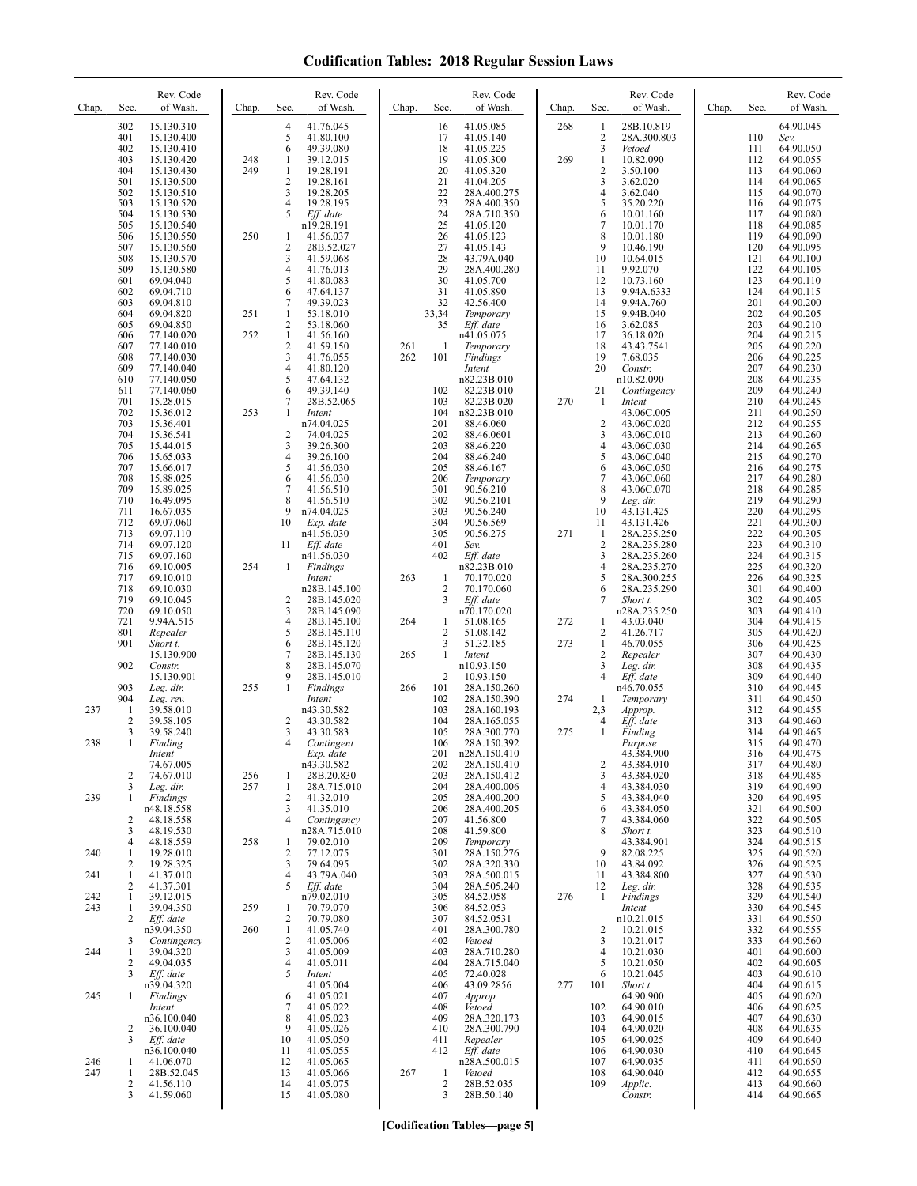# Codification Tables: 2018 Regular Session Laws

| Chap. | Sec. | Rev. Code of Wash. |
|---|---|---|
| | 302 | 15.130.310 |
| | 401 | 15.130.400 |
| | 402 | 15.130.410 |
| | 403 | 15.130.420 |
| | 404 | 15.130.430 |
| | 501 | 15.130.500 |
| | 502 | 15.130.510 |
| | 503 | 15.130.520 |
| | 504 | 15.130.530 |
| | 505 | 15.130.540 |
| | 506 | 15.130.550 |
| | 507 | 15.130.560 |
| | 508 | 15.130.570 |
| | 509 | 15.130.580 |
| | 601 | 69.04.040 |
| | 602 | 69.04.710 |
| | 603 | 69.04.810 |
| | 604 | 69.04.820 |
| | 605 | 69.04.850 |
| | 606 | 77.140.020 |
| | 607 | 77.140.010 |
| | 608 | 77.140.030 |
| | 609 | 77.140.040 |
| | 610 | 77.140.050 |
| | 611 | 77.140.060 |
| | 701 | 15.28.015 |
| | 702 | 15.36.012 |
| | 703 | 15.36.401 |
| | 704 | 15.36.541 |
| | 705 | 15.44.015 |
| | 706 | 15.65.033 |
| | 707 | 15.66.017 |
| | 708 | 15.88.025 |
| | 709 | 15.89.025 |
| | 710 | 16.49.095 |
| | 711 | 16.67.035 |
| | 712 | 69.07.060 |
| | 713 | 69.07.110 |
| | 714 | 69.07.120 |
| | 715 | 69.07.160 |
| | 716 | 69.10.005 |
| | 717 | 69.10.010 |
| | 718 | 69.10.030 |
| | 719 | 69.10.045 |
| | 720 | 69.10.050 |
| | 721 | 9.94A.515 |
| | 801 | *Repealer* |
| | 901 | *Short t.* 15.130.900 |
| | 902 | *Constr.* 15.130.901 |
| | 903 | *Leg. dir.* |
| | 904 | *Leg. rev.* |
| 237 | 1 | 39.58.010 |
| | 2 | 39.58.105 |
| | 3 | 39.58.240 |
| 238 | 1 | *Finding Intent* 74.67.005 |
| | 2 | 74.67.010 |
| | 3 | *Leg. dir.* |
| 239 | 1 | *Findings* n48.18.558 |
| | 2 | 48.18.558 |
| | 3 | 48.19.530 |
| | 4 | 48.18.559 |
| 240 | 1 | 19.28.010 |
| | 2 | 19.28.325 |
| 241 | 1 | 41.37.010 |
| | 2 | 41.37.301 |
| 242 | 1 | 39.12.015 |
| 243 | 1 | 39.04.350 |
| | 2 | *Eff. date* n39.04.350 |
| | 3 | *Contingency* |
| 244 | 1 | 39.04.320 |
| | 2 | 49.04.035 |
| | 3 | *Eff. date* n39.04.320 |
| 245 | 1 | *Findings Intent* n36.100.040 |
| | 2 | 36.100.040 |
| | 3 | *Eff. date* n36.100.040 |
| 246 | 1 | 41.06.070 |
| 247 | 1 | 28B.52.045 |
| | 2 | 41.56.110 |
| | 3 | 41.59.060 |
| | 4 | 41.76.045 |
| | 5 | 41.80.100 |
| | 6 | 49.39.080 |
| 248 | 1 | 39.12.015 |
| 249 | 1 | 19.28.191 |
| | 2 | 19.28.161 |
| | 3 | 19.28.205 |
| | 4 | 19.28.195 |
| | 5 | *Eff. date* n19.28.191 |
| 250 | 1 | 41.56.037 |
| | 2 | 28B.52.027 |
| | 3 | 41.59.068 |
| | 4 | 41.76.013 |
| | 5 | 41.80.083 |
| | 6 | 47.64.137 |
| | 7 | 49.39.023 |
| 251 | 1 | 53.18.010 |
| | 2 | 53.18.060 |
| 252 | 1 | 41.56.160 |
| | 2 | 41.59.150 |
| | 3 | 41.76.055 |
| | 4 | 41.80.120 |
| | 5 | 47.64.132 |
| | 6 | 49.39.140 |
| | 7 | 28B.52.065 |
| 253 | 1 | *Intent* n74.04.025 |
| | 2 | 74.04.025 |
| | 3 | 39.26.300 |
| | 4 | 39.26.100 |
| | 5 | 41.56.030 |
| | 6 | 41.56.030 |
| | 7 | 41.56.510 |
| | 8 | 41.56.510 |
| | 9 | n74.04.025 |
| | 10 | *Exp. date* n41.56.030 |
| | 11 | *Eff. date* n41.56.030 |
| 254 | 1 | *Findings Intent* n28B.145.100 |
| | 2 | 28B.145.020 |
| | 3 | 28B.145.090 |
| | 4 | 28B.145.100 |
| | 5 | 28B.145.110 |
| | 6 | 28B.145.120 |
| | 7 | 28B.145.130 |
| | 8 | 28B.145.070 |
| | 9 | 28B.145.010 |
| 255 | 1 | *Findings Intent* n43.30.582 |
| | 2 | 43.30.582 |
| | 3 | 43.30.583 |
| | 4 | *Contingent Exp. date* n43.30.582 |
| 256 | 1 | 28B.20.830 |
| 257 | 1 | 28A.715.010 |
| | 2 | 41.32.010 |
| | 3 | 41.35.010 |
| | 4 | *Contingency* n28A.715.010 |
| 258 | 1 | 79.02.010 |
| | 2 | 77.12.075 |
| | 3 | 79.64.095 |
| | 4 | 43.79A.040 |
| | 5 | *Eff. date* n79.02.010 |
| 259 | 1 | 70.79.070 |
| | 2 | 70.79.080 |
| 260 | 1 | 41.05.740 |
| | 2 | 41.05.006 |
| | 3 | 41.05.009 |
| | 4 | 41.05.011 |
| | 5 | *Intent* 41.05.004 |
| | 6 | 41.05.021 |
| | 7 | 41.05.022 |
| | 8 | 41.05.023 |
| | 9 | 41.05.026 |
| | 10 | 41.05.050 |
| | 11 | 41.05.055 |
| | 12 | 41.05.065 |
| | 13 | 41.05.066 |
| | 14 | 41.05.075 |
| | 15 | 41.05.080 |
| | 16 | 41.05.085 |
| | 17 | 41.05.140 |
| | 18 | 41.05.225 |
| | 19 | 41.05.300 |
| | 20 | 41.05.320 |
| | 21 | 41.04.205 |
| | 22 | 28A.400.275 |
| | 23 | 28A.400.350 |
| | 24 | 28A.710.350 |
| | 25 | 41.05.120 |
| | 26 | 41.05.123 |
| | 27 | 41.05.143 |
| | 28 | 43.79A.040 |
| | 29 | 28A.400.280 |
| | 30 | 41.05.700 |
| | 31 | 41.05.890 |
| | 32 | 42.56.400 |
| | 33,34 | *Temporary* |
| | 35 | *Eff. date* n41.05.075 |
| 261 | 1 | *Temporary* |
| 262 | 101 | *Findings Intent* n82.23B.010 |
| | 102 | 82.23B.010 |
| | 103 | 82.23B.020 |
| | 104 | n82.23B.010 |
| | 201 | 88.46.060 |
| | 202 | 88.46.0601 |
| | 203 | 88.46.220 |
| | 204 | 88.46.240 |
| | 205 | 88.46.167 |
| | 206 | *Temporary* |
| | 301 | 90.56.210 |
| | 302 | 90.56.2101 |
| | 303 | 90.56.240 |
| | 304 | 90.56.569 |
| | 305 | 90.56.275 |
| | 401 | *Sev.* |
| | 402 | *Eff. date* n82.23B.010 |
| 263 | 1 | 70.170.020 |
| | 2 | 70.170.060 |
| | 3 | *Eff. date* n70.170.020 |
| 264 | 1 | 51.08.165 |
| | 2 | 51.08.142 |
| | 3 | 51.32.185 |
| 265 | 1 | *Intent* n10.93.150 |
| | 2 | 10.93.150 |
| 266 | 101 | 28A.150.260 |
| | 102 | 28A.150.390 |
| | 103 | 28A.160.193 |
| | 104 | 28A.165.055 |
| | 105 | 28A.300.770 |
| | 106 | 28A.150.392 |
| | 201 | n28A.150.410 |
| | 202 | 28A.150.410 |
| | 203 | 28A.150.412 |
| | 204 | 28A.400.006 |
| | 205 | 28A.400.200 |
| | 206 | 28A.400.205 |
| | 207 | 41.56.800 |
| | 208 | 41.59.800 |
| | 209 | *Temporary* |
| | 301 | 28A.150.276 |
| | 302 | 28A.320.330 |
| | 303 | 28A.500.015 |
| | 304 | 28A.505.240 |
| | 305 | 84.52.058 |
| | 306 | 84.52.053 |
| | 307 | 84.52.0531 |
| | 401 | 28A.300.780 |
| | 402 | *Vetoed* |
| | 403 | 28A.710.280 |
| | 404 | 28A.715.040 |
| | 405 | 72.40.028 |
| | 406 | 43.09.2856 |
| | 407 | *Approp.* |
| | 408 | *Vetoed* |
| | 409 | 28A.320.173 |
| | 410 | 28A.300.790 |
| | 411 | *Repealer* |
| | 412 | *Eff. date* n28A.500.015 |
| 267 | 1 | *Vetoed* |
| | 2 | 28B.52.035 |
| | 3 | 28B.50.140 |
| 268 | 1 | 28B.10.819 |
| | 2 | 28A.300.803 |
| | 3 | *Vetoed* |
| 269 | 1 | 10.82.090 |
| | 2 | 3.50.100 |
| | 3 | 3.62.020 |
| | 4 | 3.62.040 |
| | 5 | 35.20.220 |
| | 6 | 10.01.160 |
| | 7 | 10.01.170 |
| | 8 | 10.01.180 |
| | 9 | 10.46.190 |
| | 10 | 10.64.015 |
| | 11 | 9.92.070 |
| | 12 | 10.73.160 |
| | 13 | 9.94A.6333 |
| | 14 | 9.94A.760 |
| | 15 | 9.94B.040 |
| | 16 | 3.62.085 |
| | 17 | 36.18.020 |
| | 18 | 43.43.7541 |
| | 19 | 7.68.035 |
| | 20 | *Constr.* n10.82.090 |
| | 21 | *Contingency* |
| 270 | 1 | *Intent* 43.06C.005 |
| | 2 | 43.06C.020 |
| | 3 | 43.06C.010 |
| | 4 | 43.06C.030 |
| | 5 | 43.06C.040 |
| | 6 | 43.06C.050 |
| | 7 | 43.06C.060 |
| | 8 | 43.06C.070 |
| | 9 | *Leg. dir.* |
| | 10 | 43.131.425 |
| | 11 | 43.131.426 |
| 271 | 1 | 28A.235.250 |
| | 2 | 28A.235.280 |
| | 3 | 28A.235.260 |
| | 4 | 28A.235.270 |
| | 5 | 28A.300.255 |
| | 6 | 28A.235.290 |
| | 7 | *Short t.* n28A.235.250 |
| 272 | 1 | 43.03.040 |
| | 2 | 41.26.717 |
| 273 | 1 | 46.70.055 |
| | 2 | *Repealer* |
| | 3 | *Leg. dir.* |
| | 4 | *Eff. date* n46.70.055 |
| 274 | 1 | *Temporary* |
| | 2,3 | *Approp.* |
| | 4 | *Eff. date* |
| 275 | 1 | *Finding Purpose* 43.384.900 |
| | 2 | 43.384.010 |
| | 3 | 43.384.020 |
| | 4 | 43.384.030 |
| | 5 | 43.384.040 |
| | 6 | 43.384.050 |
| | 7 | 43.384.060 |
| | 8 | *Short t.* 43.384.901 |
| | 9 | 82.08.225 |
| | 10 | 43.84.092 |
| | 11 | 43.384.800 |
| | 12 | *Leg. dir.* |
| 276 | 1 | *Findings Intent* n10.21.015 |
| | 2 | 10.21.015 |
| | 3 | 10.21.017 |
| | 4 | 10.21.030 |
| | 5 | 10.21.050 |
| | 6 | 10.21.045 |
| 277 | 101 | *Short t.* 64.90.900 |
| | 102 | 64.90.010 |
| | 103 | 64.90.015 |
| | 104 | 64.90.020 |
| | 105 | 64.90.025 |
| | 106 | 64.90.030 |
| | 107 | 64.90.035 |
| | 108 | 64.90.040 |
| | 109 | *Applic. Constr.* 64.90.045 |
| | 110 | *Sev.* |
| | 111 | 64.90.050 |
| | 112 | 64.90.055 |
| | 113 | 64.90.060 |
| | 114 | 64.90.065 |
| | 115 | 64.90.070 |
| | 116 | 64.90.075 |
| | 117 | 64.90.080 |
| | 118 | 64.90.085 |
| | 119 | 64.90.090 |
| | 120 | 64.90.095 |
| | 121 | 64.90.100 |
| | 122 | 64.90.105 |
| | 123 | 64.90.110 |
| | 124 | 64.90.115 |
| | 201 | 64.90.200 |
| | 202 | 64.90.205 |
| | 203 | 64.90.210 |
| | 204 | 64.90.215 |
| | 205 | 64.90.220 |
| | 206 | 64.90.225 |
| | 207 | 64.90.230 |
| | 208 | 64.90.235 |
| | 209 | 64.90.240 |
| | 210 | 64.90.245 |
| | 211 | 64.90.250 |
| | 212 | 64.90.255 |
| | 213 | 64.90.260 |
| | 214 | 64.90.265 |
| | 215 | 64.90.270 |
| | 216 | 64.90.275 |
| | 217 | 64.90.280 |
| | 218 | 64.90.285 |
| | 219 | 64.90.290 |
| | 220 | 64.90.295 |
| | 221 | 64.90.300 |
| | 222 | 64.90.305 |
| | 223 | 64.90.310 |
| | 224 | 64.90.315 |
| | 225 | 64.90.320 |
| | 226 | 64.90.325 |
| | 301 | 64.90.400 |
| | 302 | 64.90.405 |
| | 303 | 64.90.410 |
| | 304 | 64.90.415 |
| | 305 | 64.90.420 |
| | 306 | 64.90.425 |
| | 307 | 64.90.430 |
| | 308 | 64.90.435 |
| | 309 | 64.90.440 |
| | 310 | 64.90.445 |
| | 311 | 64.90.450 |
| | 312 | 64.90.455 |
| | 313 | 64.90.460 |
| | 314 | 64.90.465 |
| | 315 | 64.90.470 |
| | 316 | 64.90.475 |
| | 317 | 64.90.480 |
| | 318 | 64.90.485 |
| | 319 | 64.90.490 |
| | 320 | 64.90.495 |
| | 321 | 64.90.500 |
| | 322 | 64.90.505 |
| | 323 | 64.90.510 |
| | 324 | 64.90.515 |
| | 325 | 64.90.520 |
| | 326 | 64.90.525 |
| | 327 | 64.90.530 |
| | 328 | 64.90.535 |
| | 329 | 64.90.540 |
| | 330 | 64.90.545 |
| | 331 | 64.90.550 |
| | 332 | 64.90.555 |
| | 333 | 64.90.560 |
| | 401 | 64.90.600 |
| | 402 | 64.90.605 |
| | 403 | 64.90.610 |
| | 404 | 64.90.615 |
| | 405 | 64.90.620 |
| | 406 | 64.90.625 |
| | 407 | 64.90.630 |
| | 408 | 64.90.635 |
| | 409 | 64.90.640 |
| | 410 | 64.90.645 |
| | 411 | 64.90.650 |
| | 412 | 64.90.655 |
| | 413 | 64.90.660 |
| | 414 | 64.90.665 |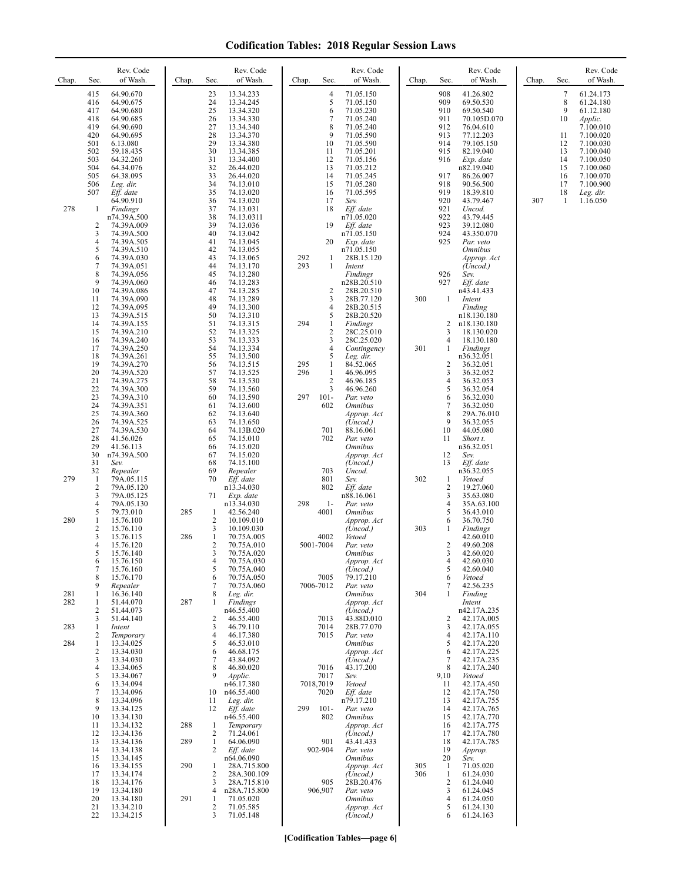# Codification Tables: 2018 Regular Session Laws

| Chap. | Sec. | Rev. Code of Wash. |
|---|---|---|
| | 415 | 64.90.670 |
| | 416 | 64.90.675 |
| | 417 | 64.90.680 |
| | 418 | 64.90.685 |
| | 419 | 64.90.690 |
| | 420 | 64.90.695 |
| | 501 | 6.13.080 |
| | 502 | 59.18.435 |
| | 503 | 64.32.260 |
| | 504 | 64.34.076 |
| | 505 | 64.38.095 |
| | 506 | *Leg. dir.* |
| | 507 | *Eff. date* 64.90.910 |
| 278 | 1 | *Findings* n74.39A.500 |
| | 2 | 74.39A.009 |
| | 3 | 74.39A.500 |
| | 4 | 74.39A.505 |
| | 5 | 74.39A.510 |
| | 6 | 74.39A.030 |
| | 7 | 74.39A.051 |
| | 8 | 74.39A.056 |
| | 9 | 74.39A.060 |
| | 10 | 74.39A.086 |
| | 11 | 74.39A.090 |
| | 12 | 74.39A.095 |
| | 13 | 74.39A.515 |
| | 14 | 74.39A.155 |
| | 15 | 74.39A.210 |
| | 16 | 74.39A.240 |
| | 17 | 74.39A.250 |
| | 18 | 74.39A.261 |
| | 19 | 74.39A.270 |
| | 20 | 74.39A.520 |
| | 21 | 74.39A.275 |
| | 22 | 74.39A.300 |
| | 23 | 74.39A.310 |
| | 24 | 74.39A.351 |
| | 25 | 74.39A.360 |
| | 26 | 74.39A.525 |
| | 27 | 74.39A.530 |
| | 28 | 41.56.026 |
| | 29 | 41.56.113 |
| | 30 | n74.39A.500 |
| | 31 | *Sev.* |
| | 32 | *Repealer* |
| 279 | 1 | 79A.05.115 |
| | 2 | 79A.05.120 |
| | 3 | 79A.05.125 |
| | 4 | 79A.05.130 |
| | 5 | 79.73.010 |
| 280 | 1 | 15.76.100 |
| | 2 | 15.76.110 |
| | 3 | 15.76.115 |
| | 4 | 15.76.120 |
| | 5 | 15.76.140 |
| | 6 | 15.76.150 |
| | 7 | 15.76.160 |
| | 8 | 15.76.170 |
| | 9 | *Repealer* |
| 281 | 1 | 16.36.140 |
| 282 | 1 | 51.44.070 |
| | 2 | 51.44.073 |
| | 3 | 51.44.140 |
| 283 | 1 | *Intent* |
| | 2 | *Temporary* |
| 284 | 1 | 13.34.025 |
| | 2 | 13.34.030 |
| | 3 | 13.34.030 |
| | 4 | 13.34.065 |
| | 5 | 13.34.067 |
| | 6 | 13.34.094 |
| | 7 | 13.34.096 |
| | 8 | 13.34.096 |
| | 9 | 13.34.125 |
| | 10 | 13.34.130 |
| | 11 | 13.34.132 |
| | 12 | 13.34.136 |
| | 13 | 13.34.136 |
| | 14 | 13.34.138 |
| | 15 | 13.34.145 |
| | 16 | 13.34.155 |
| | 17 | 13.34.174 |
| | 18 | 13.34.176 |
| | 19 | 13.34.180 |
| | 20 | 13.34.180 |
| | 21 | 13.34.210 |
| | 22 | 13.34.215 |
| | 23 | 13.34.233 |
| | 24 | 13.34.245 |
| | 25 | 13.34.320 |
| | 26 | 13.34.330 |
| | 27 | 13.34.340 |
| | 28 | 13.34.370 |
| | 29 | 13.34.380 |
| | 30 | 13.34.385 |
| | 31 | 13.34.400 |
| | 32 | 26.44.020 |
| | 33 | 26.44.020 |
| | 34 | 74.13.010 |
| | 35 | 74.13.020 |
| | 36 | 74.13.020 |
| | 37 | 74.13.031 |
| | 38 | 74.13.0311 |
| | 39 | 74.13.036 |
| | 40 | 74.13.042 |
| | 41 | 74.13.045 |
| | 42 | 74.13.055 |
| | 43 | 74.13.065 |
| | 44 | 74.13.170 |
| | 45 | 74.13.280 |
| | 46 | 74.13.283 |
| | 47 | 74.13.285 |
| | 48 | 74.13.289 |
| | 49 | 74.13.300 |
| | 50 | 74.13.310 |
| | 51 | 74.13.315 |
| | 52 | 74.13.325 |
| | 53 | 74.13.333 |
| | 54 | 74.13.334 |
| | 55 | 74.13.500 |
| | 56 | 74.13.515 |
| | 57 | 74.13.525 |
| | 58 | 74.13.530 |
| | 59 | 74.13.560 |
| | 60 | 74.13.590 |
| | 61 | 74.13.600 |
| | 62 | 74.13.640 |
| | 63 | 74.13.650 |
| | 64 | 74.13B.020 |
| | 65 | 74.15.010 |
| | 66 | 74.15.020 |
| | 67 | 74.15.020 |
| | 68 | 74.15.100 |
| | 69 | *Repealer* |
| | 70 | *Eff. date* n13.34.030 |
| | 71 | *Exp. date* n13.34.030 |
| 285 | 1 | 42.56.240 |
| | 2 | 10.109.010 |
| | 3 | 10.109.030 |
| 286 | 1 | 70.75A.005 |
| | 2 | 70.75A.010 |
| | 3 | 70.75A.020 |
| | 4 | 70.75A.030 |
| | 5 | 70.75A.040 |
| | 6 | 70.75A.050 |
| | 7 | 70.75A.060 |
| | 8 | *Leg. dir.* |
| 287 | 1 | *Findings* n46.55.400 |
| | 2 | 46.55.400 |
| | 3 | 46.79.110 |
| | 4 | 46.17.380 |
| | 5 | 46.53.010 |
| | 6 | 46.68.175 |
| | 7 | 43.84.092 |
| | 8 | 46.80.020 |
| | 9 | *Applic.* n46.17.380 |
| | 10 | n46.55.400 |
| | 11 | *Leg. dir.* |
| | 12 | *Eff. date* n46.55.400 |
| 288 | 1 | *Temporary* |
| | 2 | 71.24.061 |
| 289 | 1 | 64.06.090 |
| | 2 | *Eff. date* n64.06.090 |
| 290 | 1 | 28A.715.800 |
| | 2 | 28A.300.109 |
| | 3 | 28A.715.810 |
| | 4 | n28A.715.800 |
| 291 | 1 | 71.05.020 |
| | 2 | 71.05.585 |
| | 3 | 71.05.148 |
| | 4 | 71.05.150 |
| | 5 | 71.05.150 |
| | 6 | 71.05.230 |
| | 7 | 71.05.240 |
| | 8 | 71.05.240 |
| | 9 | 71.05.590 |
| | 10 | 71.05.590 |
| | 11 | 71.05.201 |
| | 12 | 71.05.156 |
| | 13 | 71.05.212 |
| | 14 | 71.05.245 |
| | 15 | 71.05.280 |
| | 16 | 71.05.595 |
| | 17 | *Sev.* |
| | 18 | *Eff. date* n71.05.020 |
| | 19 | *Eff. date* n71.05.150 |
| | 20 | *Exp. date* n71.05.150 |
| 292 | 1 | 28B.15.120 |
| 293 | 1 | *Intent Findings* n28B.20.510 |
| | 2 | 28B.20.510 |
| | 3 | 28B.77.120 |
| | 4 | 28B.20.515 |
| | 5 | 28B.20.520 |
| 294 | 1 | *Findings* |
| | 2 | 28C.25.010 |
| | 3 | 28C.25.020 |
| | 4 | *Contingency* |
| | 5 | *Leg. dir.* |
| 295 | 1 | 84.52.065 |
| 296 | 1 | 46.96.095 |
| | 2 | 46.96.185 |
| | 3 | 46.96.260 |
| 297 | 101-602 | *Par. veto Omnibus Approp. Act (Uncod.)* |
| | 701 | 88.16.061 |
| | 702 | *Par. veto Omnibus Approp. Act (Uncod.)* |
| | 703 | *Uncod.* |
| | 801 | *Sev.* |
| | 802 | *Eff. date* n88.16.061 |
| 298 | 1-4001 | *Par. veto Omnibus Approp. Act (Uncod.)* |
| | 4002 | *Vetoed* |
| | 5001-7004 | *Par. veto Omnibus Approp. Act (Uncod.)* |
| | 7005 | 79.17.210 |
| | 7006-7012 | *Par. veto Omnibus Approp. Act (Uncod.)* |
| | 7013 | 43.88D.010 |
| | 7014 | 28B.77.070 |
| | 7015 | *Par. veto Omnibus Approp. Act (Uncod.)* |
| | 7016 | 43.17.200 |
| | 7017 | *Sev.* |
| | 7018,7019 | *Vetoed* |
| | 7020 | *Eff. date* n79.17.210 |
| 299 | 101-802 | *Par. veto Omnibus Approp. Act (Uncod.)* |
| | 901 | 43.41.433 |
| | 902-904 | *Par. veto Omnibus Approp. Act (Uncod.)* |
| | 905 | 28B.20.476 |
| | 906,907 | *Par. veto Omnibus Approp. Act (Uncod.)* |
| | 908 | 41.26.802 |
| | 909 | 69.50.530 |
| | 910 | 69.50.540 |
| | 911 | 70.105D.070 |
| | 912 | 76.04.610 |
| | 913 | 77.12.203 |
| | 914 | 79.105.150 |
| | 915 | 82.19.040 |
| | 916 | *Exp. date* n82.19.040 |
| | 917 | 86.26.007 |
| | 918 | 90.56.500 |
| | 919 | 18.39.810 |
| | 920 | 43.79.467 |
| | 921 | *Uncod.* |
| | 922 | 43.79.445 |
| | 923 | 39.12.080 |
| | 924 | 43.350.070 |
| | 925 | *Par. veto Omnibus Approp. Act (Uncod.)* |
| | 926 | *Sev.* |
| | 927 | *Eff. date* n43.41.433 |
| 300 | 1 | *Intent Finding* n18.130.180 |
| | 2 | n18.130.180 |
| | 3 | 18.130.020 |
| | 4 | 18.130.180 |
| 301 | 1 | *Findings* n36.32.051 |
| | 2 | 36.32.051 |
| | 3 | 36.32.052 |
| | 4 | 36.32.053 |
| | 5 | 36.32.054 |
| | 6 | 36.32.030 |
| | 7 | 36.32.050 |
| | 8 | 29A.76.010 |
| | 9 | 36.32.055 |
| | 10 | 44.05.080 |
| | 11 | *Short t.* n36.32.051 |
| | 12 | *Sev.* |
| | 13 | *Eff. date* n36.32.055 |
| 302 | 1 | *Vetoed* |
| | 2 | 19.27.060 |
| | 3 | 35.63.080 |
| | 4 | 35A.63.100 |
| | 5 | 36.43.010 |
| | 6 | 36.70.750 |
| 303 | 1 | *Findings* 42.60.010 |
| | 2 | 49.60.208 |
| | 3 | 42.60.020 |
| | 4 | 42.60.030 |
| | 5 | 42.60.040 |
| | 6 | *Vetoed* |
| | 7 | 42.56.235 |
| 304 | 1 | *Finding Intent* n42.17A.235 |
| | 2 | 42.17A.005 |
| | 3 | 42.17A.055 |
| | 4 | 42.17A.110 |
| | 5 | 42.17A.220 |
| | 6 | 42.17A.225 |
| | 7 | 42.17A.235 |
| | 8 | 42.17A.240 |
| | 9,10 | *Vetoed* |
| | 11 | 42.17A.450 |
| | 12 | 42.17A.750 |
| | 13 | 42.17A.755 |
| | 14 | 42.17A.765 |
| | 15 | 42.17A.770 |
| | 16 | 42.17A.775 |
| | 17 | 42.17A.780 |
| | 18 | 42.17A.785 |
| | 19 | *Approp.* |
| | 20 | *Sev.* |
| 305 | 1 | 71.05.020 |
| 306 | 1 | 61.24.030 |
| | 2 | 61.24.040 |
| | 3 | 61.24.045 |
| | 4 | 61.24.050 |
| | 5 | 61.24.130 |
| | 6 | 61.24.163 |
| | 7 | 61.24.173 |
| | 8 | 61.24.180 |
| | 9 | 61.12.180 |
| | 10 | *Applic.* 7.100.010 |
| | 11 | 7.100.020 |
| | 12 | 7.100.030 |
| | 13 | 7.100.040 |
| | 14 | 7.100.050 |
| | 15 | 7.100.060 |
| | 16 | 7.100.070 |
| | 17 | 7.100.900 |
| | 18 | *Leg. dir.* |
| 307 | 1 | 1.16.050 |